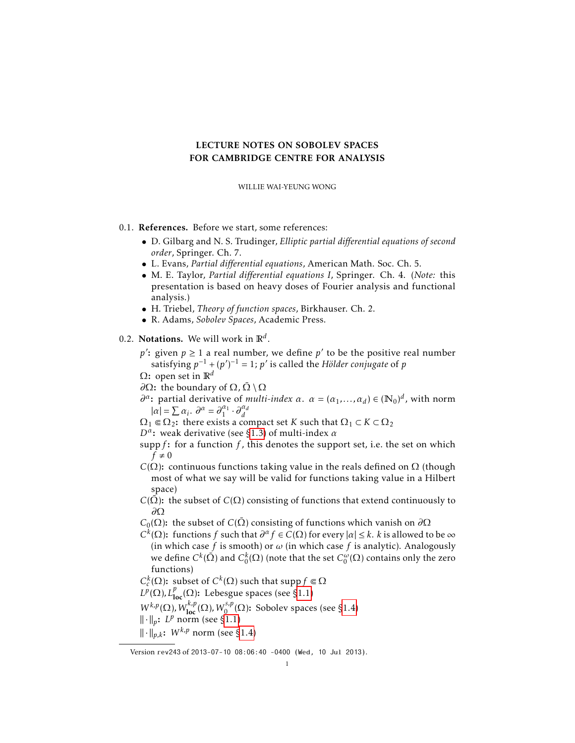# LECTURE NOTES ON SOBOLEV SPACES FOR CAMBRIDGE CENTRE FOR ANALYSIS

WILLIE WAI-YEUNG WONG

0.1. **References.** Before we start, some references:

- D. Gilbarg and N. S. Trudinger, *Elliptic partial differential equations of second order*, Springer. Ch. 7.
- L. Evans, *Partial differential equations*, American Math. Soc. Ch. 5.
- M. E. Taylor, *Partial differential equations I*, Springer. Ch. 4. (*Note:* this presentation is based on heavy doses of Fourier analysis and functional analysis.)
- H. Triebel, *Theory of function spaces*, Birkhauser. Ch. 2.
- R. Adams, *Sobolev Spaces*, Academic Press.

0.2. **Notations.** We will work in $\mathbb{R}^d$.

**$p'$:** given $p \geq 1$ a real number, we define $p'$ to be the positive real number satisfying $p^{-1} + (p')^{-1} = 1$; $p'$ is called the *Hölder conjugate* of $p$

**$\Omega$:** open set in $\mathbb{R}^d$

**$\partial\Omega$:** the boundary of $\Omega$, $\bar{\Omega} \setminus \Omega$

**$\partial^\alpha$:** partial derivative of *multi-index* $\alpha$. $\alpha = (\alpha_1, \ldots, \alpha_d) \in (\mathbb{N}_0)^d$, with norm $|\alpha| = \sum \alpha_i$. $\partial^\alpha = \partial_1^{\alpha_1} \cdot \partial_d^{\alpha_d}$

**$\Omega_1 \Subset \Omega_2$:** there exists a compact set $K$ such that $\Omega_1 \subset K \subset \Omega_2$

**$D^\alpha$:** weak derivative (see §1.3) of multi-index $\alpha$

**$\operatorname{supp} f$:** for a function $f$, this denotes the support set, i.e. the set on which $f \neq 0$

**$C(\Omega)$:** continuous functions taking value in the reals defined on $\Omega$ (though most of what we say will be valid for functions taking value in a Hilbert space)

**$C(\bar{\Omega})$:** the subset of $C(\Omega)$ consisting of functions that extend continuously to $\partial\Omega$

**$C_0(\Omega)$:** the subset of $C(\bar{\Omega})$ consisting of functions which vanish on $\partial\Omega$

**$C^k(\Omega)$:** functions $f$ such that $\partial^\alpha f \in C(\Omega)$ for every $|\alpha| \leq k$. $k$ is allowed to be $\infty$ (in which case $f$ is smooth) or $\omega$ (in which case $f$ is analytic). Analogously we define $C^k(\bar{\Omega})$ and $C_0^k(\Omega)$ (note that the set $C_0^\omega(\Omega)$ contains only the zero functions)

**$C_c^k(\Omega)$:** subset of $C^k(\Omega)$ such that $\operatorname{supp} f \Subset \Omega$

**$L^p(\Omega), L^p_{\mathbf{loc}}(\Omega)$:** Lebesgue spaces (see §1.1)

**$W^{k,p}(\Omega), W^{k,p}_{\mathbf{loc}}(\Omega), W_0^{s,p}(\Omega)$:** Sobolev spaces (see §1.4)

**$\|\cdot\|_p$:** $L^p$ norm (see §1.1)

**$\|\cdot\|_{p,k}$:** $W^{k,p}$ norm (see §1.4)

Version rev243 of 2013-07-10 08:06:40 -0400 (Wed, 10 Jul 2013).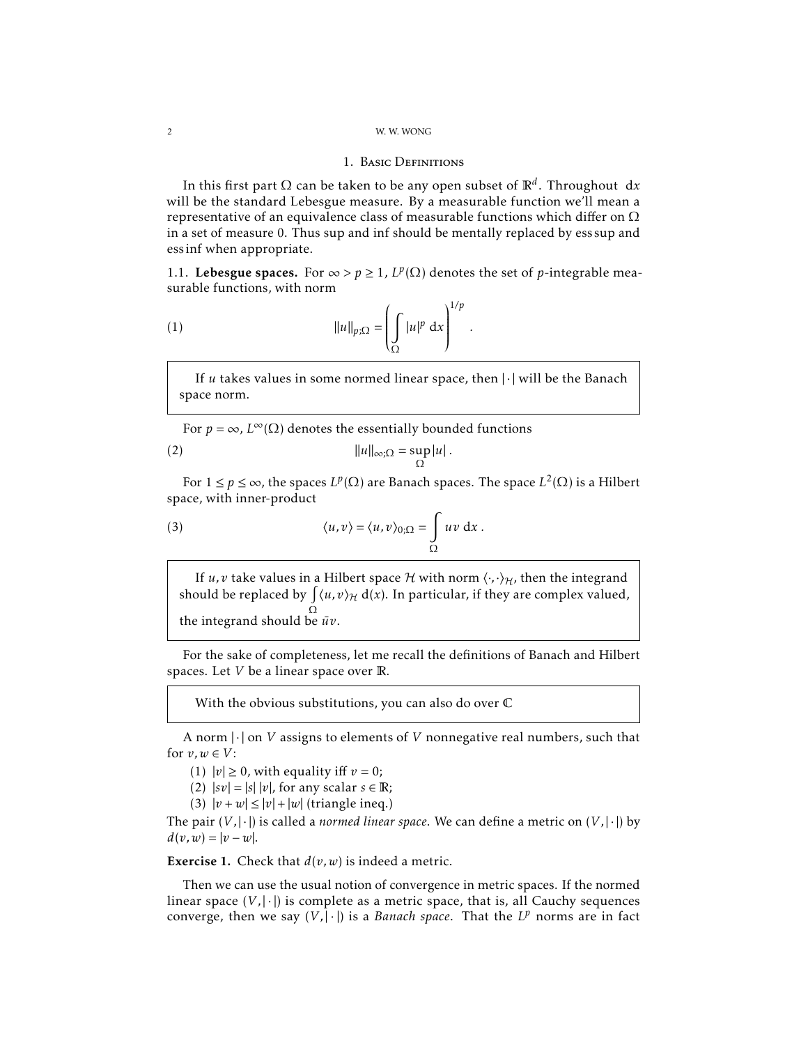## 1. Basic Definitions

In this first part $\Omega$ can be taken to be any open subset of $\mathbb{R}^d$. Throughout $\mathrm{d}x$ will be the standard Lebesgue measure. By a measurable function we'll mean a representative of an equivalence class of measurable functions which differ on $\Omega$ in a set of measure 0. Thus sup and inf should be mentally replaced by ess sup and ess inf when appropriate.

### 1.1. Lebesgue spaces.

For $\infty > p \geq 1$, $L^p(\Omega)$ denotes the set of $p$-integrable measurable functions, with norm

$$\|u\|_{p;\Omega} = \left( \int_{\Omega} |u|^p \, \mathrm{d}x \right)^{1/p} . \tag{1}$$

> If $u$ takes values in some normed linear space, then $|\cdot|$ will be the Banach space norm.

For $p = \infty$, $L^\infty(\Omega)$ denotes the essentially bounded functions

$$\|u\|_{\infty;\Omega} = \sup_{\Omega} |u| . \tag{2}$$

For $1 \leq p \leq \infty$, the spaces $L^p(\Omega)$ are Banach spaces. The space $L^2(\Omega)$ is a Hilbert space, with inner-product

$$\langle u, v \rangle = \langle u, v \rangle_{0;\Omega} = \int_{\Omega} uv \, \mathrm{d}x . \tag{3}$$

> If $u, v$ take values in a Hilbert space $\mathcal{H}$ with norm $\langle \cdot, \cdot \rangle_{\mathcal{H}}$, then the integrand should be replaced by $\int_{\Omega} \langle u, v \rangle_{\mathcal{H}} \, \mathrm{d}(x)$. In particular, if they are complex valued, the integrand should be $\bar{u}v$.

For the sake of completeness, let me recall the definitions of Banach and Hilbert spaces. Let $V$ be a linear space over $\mathbb{R}$.

> With the obvious substitutions, you can also do over $\mathbb{C}$

A norm $|\cdot|$ on $V$ assigns to elements of $V$ nonnegative real numbers, such that for $v, w \in V$:

1. $|v| \geq 0$, with equality iff $v = 0$;
2. $|sv| = |s|\,|v|$, for any scalar $s \in \mathbb{R}$;
3. $|v + w| \leq |v| + |w|$ (triangle ineq.)

The pair $(V, |\cdot|)$ is called a *normed linear space*. We can define a metric on $(V, |\cdot|)$ by $d(v, w) = |v - w|$.

**Exercise 1.** Check that $d(v, w)$ is indeed a metric.

Then we can use the usual notion of convergence in metric spaces. If the normed linear space $(V, |\cdot|)$ is complete as a metric space, that is, all Cauchy sequences converge, then we say $(V, |\cdot|)$ is a *Banach space*. That the $L^p$ norms are in fact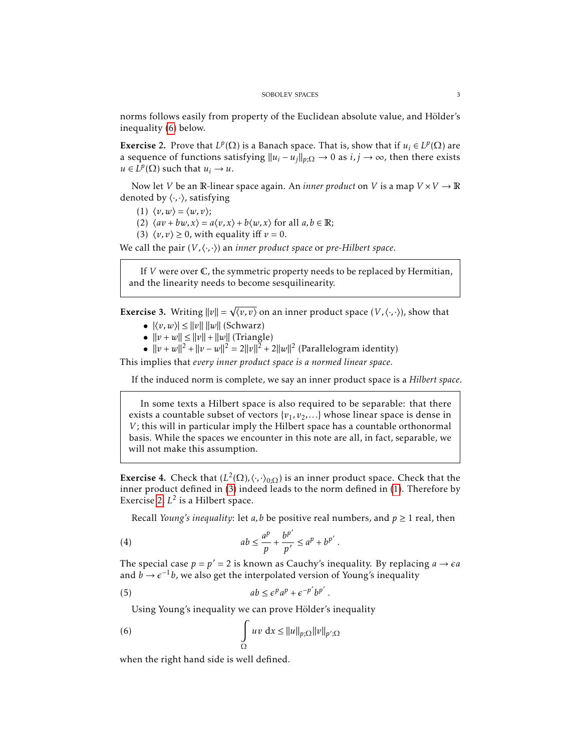norms follows easily from property of the Euclidean absolute value, and Hölder's inequality (6) below.

**Exercise 2.** Prove that $L^p(\Omega)$ is a Banach space. That is, show that if $u_i \in L^p(\Omega)$ are a sequence of functions satisfying $\|u_i - u_j\|_{p;\Omega} \to 0$ as $i, j \to \infty$, then there exists $u \in L^p(\Omega)$ such that $u_i \to u$.

Now let $V$ be an $\mathbb{R}$-linear space again. An *inner product* on $V$ is a map $V \times V \to \mathbb{R}$ denoted by $\langle \cdot, \cdot \rangle$, satisfying

(1) $\langle v, w \rangle = \langle w, v \rangle$;
(2) $\langle av + bw, x \rangle = a\langle v, x \rangle + b\langle w, x \rangle$ for all $a, b \in \mathbb{R}$;
(3) $\langle v, v \rangle \geq 0$, with equality iff $v = 0$.

We call the pair $(V, \langle \cdot, \cdot \rangle)$ an *inner product space* or *pre-Hilbert space*.

> If $V$ were over $\mathbb{C}$, the symmetric property needs to be replaced by Hermitian, and the linearity needs to become sesquilinearity.

**Exercise 3.** Writing $\|v\| = \sqrt{\langle v, v \rangle}$ on an inner product space $(V, \langle \cdot, \cdot \rangle)$, show that

- $|\langle v, w \rangle| \leq \|v\| \, \|w\|$ (Schwarz)
- $\|v + w\| \leq \|v\| + \|w\|$ (Triangle)
- $\|v + w\|^2 + \|v - w\|^2 = 2\|v\|^2 + 2\|w\|^2$ (Parallelogram identity)

This implies that *every inner product space is a normed linear space*.

If the induced norm is complete, we say an inner product space is a *Hilbert space*.

> In some texts a Hilbert space is also required to be separable: that there exists a countable subset of vectors $\{v_1, v_2, \ldots\}$ whose linear space is dense in $V$; this will in particular imply the Hilbert space has a countable orthonormal basis. While the spaces we encounter in this note are all, in fact, separable, we will not make this assumption.

**Exercise 4.** Check that $(L^2(\Omega), \langle \cdot, \cdot \rangle_{0;\Omega})$ is an inner product space. Check that the inner product defined in (3) indeed leads to the norm defined in (1). Therefore by Exercise 2, $L^2$ is a Hilbert space.

Recall *Young's inequality*: let $a, b$ be positive real numbers, and $p \geq 1$ real, then

$$ab \leq \frac{a^p}{p} + \frac{b^{p'}}{p'} \leq a^p + b^{p'} \,. \tag{4}$$

The special case $p = p' = 2$ is known as Cauchy's inequality. By replacing $a \to \epsilon a$ and $b \to \epsilon^{-1} b$, we also get the interpolated version of Young's inequality

$$ab \leq \epsilon^p a^p + \epsilon^{-p'} b^{p'} \,. \tag{5}$$

Using Young's inequality we can prove Hölder's inequality

$$\int\limits_{\Omega} uv \, \mathrm{d}x \leq \|u\|_{p;\Omega} \|v\|_{p';\Omega} \tag{6}$$

when the right hand side is well defined.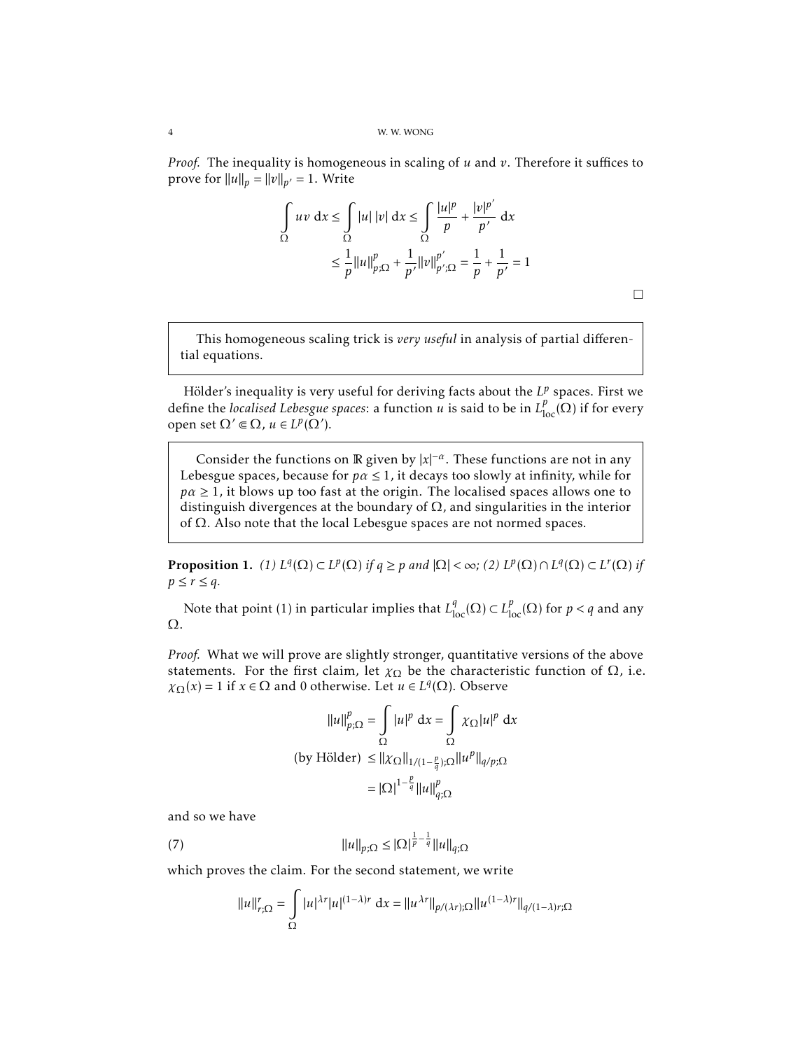*Proof.* The inequality is homogeneous in scaling of $u$ and $v$. Therefore it suffices to prove for $\|u\|_p = \|v\|_{p'} = 1$. Write

$$\int_\Omega uv \, \mathrm{d}x \le \int_\Omega |u|\,|v| \, \mathrm{d}x \le \int_\Omega \frac{|u|^p}{p} + \frac{|v|^{p'}}{p'} \, \mathrm{d}x$$
$$\le \frac{1}{p}\|u\|_{p;\Omega}^p + \frac{1}{p'}\|v\|_{p';\Omega}^{p'} = \frac{1}{p} + \frac{1}{p'} = 1$$

□

> This homogeneous scaling trick is *very useful* in analysis of partial differential equations.

Hölder's inequality is very useful for deriving facts about the $L^p$ spaces. First we define the *localised Lebesgue spaces*: a function $u$ is said to be in $L^p_{\mathrm{loc}}(\Omega)$ if for every open set $\Omega' \Subset \Omega$, $u \in L^p(\Omega')$.

> Consider the functions on $\mathbb{R}$ given by $|x|^{-\alpha}$. These functions are not in any Lebesgue spaces, because for $p\alpha \le 1$, it decays too slowly at infinity, while for $p\alpha \ge 1$, it blows up too fast at the origin. The localised spaces allows one to distinguish divergences at the boundary of $\Omega$, and singularities in the interior of $\Omega$. Also note that the local Lebesgue spaces are not normed spaces.

**Proposition 1.** *(1) $L^q(\Omega) \subset L^p(\Omega)$ if $q \ge p$ and $|\Omega| < \infty$; (2) $L^p(\Omega) \cap L^q(\Omega) \subset L^r(\Omega)$ if $p \le r \le q$.*

Note that point (1) in particular implies that $L^q_{\mathrm{loc}}(\Omega) \subset L^p_{\mathrm{loc}}(\Omega)$ for $p < q$ and any $\Omega$.

*Proof.* What we will prove are slightly stronger, quantitative versions of the above statements. For the first claim, let $\chi_\Omega$ be the characteristic function of $\Omega$, i.e. $\chi_\Omega(x) = 1$ if $x \in \Omega$ and 0 otherwise. Let $u \in L^q(\Omega)$. Observe

$$\|u\|_{p;\Omega}^p = \int_\Omega |u|^p \, \mathrm{d}x = \int_\Omega \chi_\Omega |u|^p \, \mathrm{d}x$$
$$\text{(by Hölder)} \le \|\chi_\Omega\|_{1/(1-\frac{p}{q});\Omega} \|u^p\|_{q/p;\Omega}$$
$$= |\Omega|^{1-\frac{p}{q}} \|u\|_{q;\Omega}^p$$

and so we have

$$\|u\|_{p;\Omega} \le |\Omega|^{\frac{1}{p}-\frac{1}{q}} \|u\|_{q;\Omega} \tag{7}$$

which proves the claim. For the second statement, we write

$$\|u\|_{r;\Omega}^r = \int_\Omega |u|^{\lambda r} |u|^{(1-\lambda)r} \, \mathrm{d}x = \|u^{\lambda r}\|_{p/(\lambda r);\Omega} \|u^{(1-\lambda)r}\|_{q/(1-\lambda)r;\Omega}$$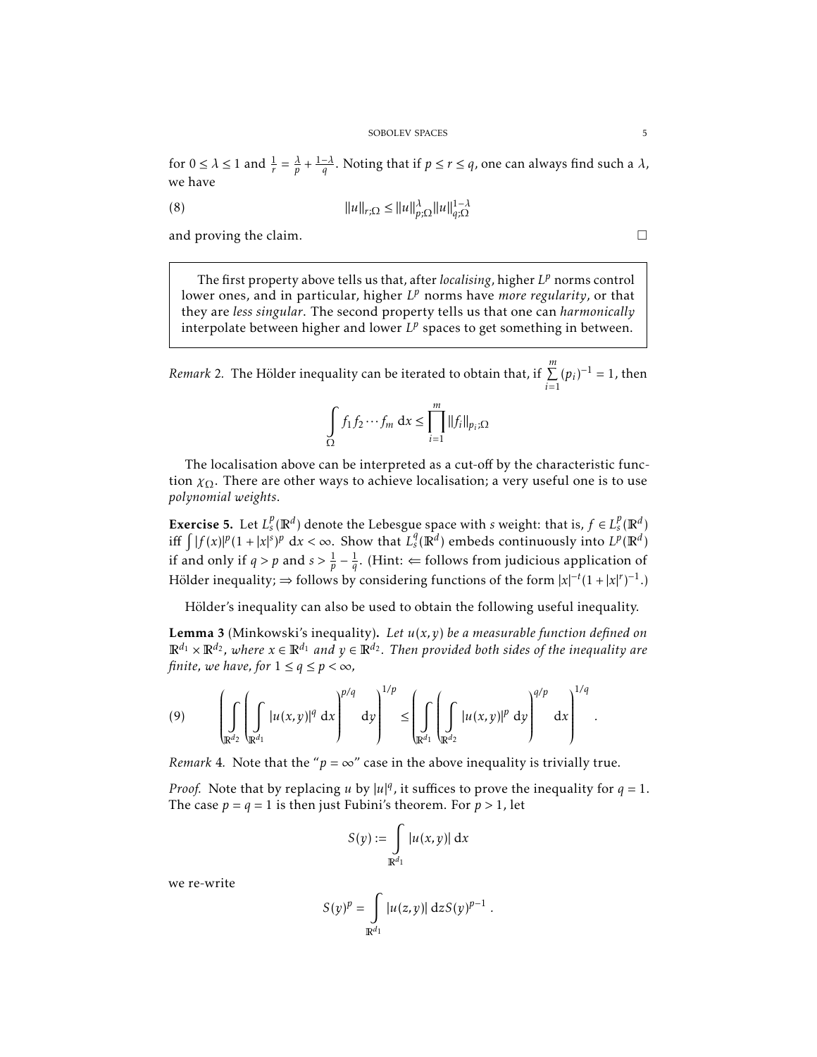for $0 \le \lambda \le 1$ and $\frac{1}{r} = \frac{\lambda}{p} + \frac{1-\lambda}{q}$. Noting that if $p \le r \le q$, one can always find such a $\lambda$, we have

$$\|u\|_{r;\Omega} \le \|u\|_{p;\Omega}^{\lambda} \|u\|_{q;\Omega}^{1-\lambda} \tag{8}$$

and proving the claim. □

> The first property above tells us that, after *localising*, higher $L^p$ norms control lower ones, and in particular, higher $L^p$ norms have *more regularity*, or that they are *less singular*. The second property tells us that one can *harmonically* interpolate between higher and lower $L^p$ spaces to get something in between.

*Remark* 2. The Hölder inequality can be iterated to obtain that, if $\sum_{i=1}^{m} (p_i)^{-1} = 1$, then

$$\int_{\Omega} f_1 f_2 \cdots f_m \, \mathrm{d}x \le \prod_{i=1}^{m} \|f_i\|_{p_i;\Omega}$$

The localisation above can be interpreted as a cut-off by the characteristic function $\chi_\Omega$. There are other ways to achieve localisation; a very useful one is to use *polynomial weights*.

**Exercise 5.** Let $L^p_s(\mathbb{R}^d)$ denote the Lebesgue space with $s$ weight: that is, $f \in L^p_s(\mathbb{R}^d)$ iff $\int |f(x)|^p (1+|x|^s)^p \, \mathrm{d}x < \infty$. Show that $L^q_s(\mathbb{R}^d)$ embeds continuously into $L^p(\mathbb{R}^d)$ if and only if $q > p$ and $s > \frac{1}{p} - \frac{1}{q}$. (Hint: $\Leftarrow$ follows from judicious application of Hölder inequality; $\Rightarrow$ follows by considering functions of the form $|x|^{-t}(1+|x|^r)^{-1}$.)

Hölder's inequality can also be used to obtain the following useful inequality.

**Lemma 3** (Minkowski's inequality)**.** *Let $u(x,y)$ be a measurable function defined on $\mathbb{R}^{d_1} \times \mathbb{R}^{d_2}$, where $x \in \mathbb{R}^{d_1}$ and $y \in \mathbb{R}^{d_2}$. Then provided both sides of the inequality are finite, we have, for $1 \le q \le p < \infty$,*

$$\left( \int_{\mathbb{R}^{d_2}} \left( \int_{\mathbb{R}^{d_1}} |u(x,y)|^q \, \mathrm{d}x \right)^{p/q} \mathrm{d}y \right)^{1/p} \le \left( \int_{\mathbb{R}^{d_1}} \left( \int_{\mathbb{R}^{d_2}} |u(x,y)|^p \, \mathrm{d}y \right)^{q/p} \mathrm{d}x \right)^{1/q} . \tag{9}$$

*Remark* 4. Note that the "$p = \infty$" case in the above inequality is trivially true.

*Proof.* Note that by replacing $u$ by $|u|^q$, it suffices to prove the inequality for $q = 1$. The case $p = q = 1$ is then just Fubini's theorem. For $p > 1$, let

$$S(y) := \int_{\mathbb{R}^{d_1}} |u(x,y)| \, \mathrm{d}x$$

we re-write

$$S(y)^p = \int_{\mathbb{R}^{d_1}} |u(z,y)| \, \mathrm{d}z S(y)^{p-1} .$$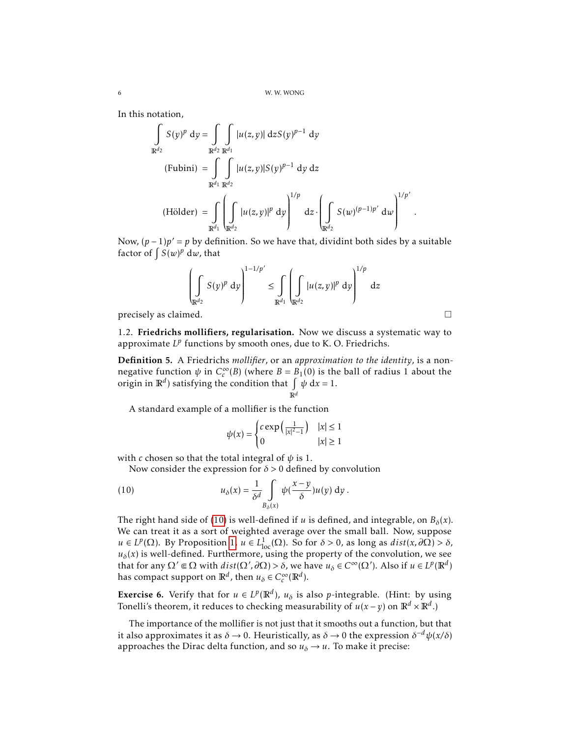In this notation,

$$\begin{aligned}
\int_{\mathbb{R}^{d_2}} S(y)^p \, \mathrm{d}y &= \int_{\mathbb{R}^{d_2}} \int_{\mathbb{R}^{d_1}} |u(z,y)| \, \mathrm{d}z S(y)^{p-1} \, \mathrm{d}y \\
\text{(Fubini) } &= \int_{\mathbb{R}^{d_1}} \int_{\mathbb{R}^{d_2}} |u(z,y)| S(y)^{p-1} \, \mathrm{d}y \, \mathrm{d}z \\
\text{(Hölder) } &= \int_{\mathbb{R}^{d_1}} \left( \int_{\mathbb{R}^{d_2}} |u(z,y)|^p \, \mathrm{d}y \right)^{1/p} \mathrm{d}z \cdot \left( \int_{\mathbb{R}^{d_2}} S(w)^{(p-1)p'} \, \mathrm{d}w \right)^{1/p'}.
\end{aligned}$$

Now, $(p-1)p' = p$ by definition. So we have that, dividint both sides by a suitable factor of $\int S(w)^p \, \mathrm{d}w$, that

$$\left( \int_{\mathbb{R}^{d_2}} S(y)^p \, \mathrm{d}y \right)^{1-1/p'} \leq \int_{\mathbb{R}^{d_1}} \left( \int_{\mathbb{R}^{d_2}} |u(z,y)|^p \, \mathrm{d}y \right)^{1/p} \mathrm{d}z$$

precisely as claimed. $\square$

### 1.2. Friedrichs mollifiers, regularisation.

Now we discuss a systematic way to approximate $L^p$ functions by smooth ones, due to K. O. Friedrichs.

**Definition 5.** A Friedrichs *mollifier*, or an *approximation to the identity*, is a non-negative function $\psi$ in $C_c^\infty(B)$ (where $B = B_1(0)$ is the ball of radius 1 about the origin in $\mathbb{R}^d$) satisfying the condition that $\int_{\mathbb{R}^d} \psi \, \mathrm{d}x = 1$.

A standard example of a mollifier is the function

$$\psi(x) = \begin{cases} c \exp\left(\frac{1}{|x|^2 - 1}\right) & |x| \leq 1 \\ 0 & |x| \geq 1 \end{cases}$$

with $c$ chosen so that the total integral of $\psi$ is 1.

Now consider the expression for $\delta > 0$ defined by convolution

$$u_\delta(x) = \frac{1}{\delta^d} \int_{B_\delta(x)} \psi\left(\frac{x-y}{\delta}\right) u(y) \, \mathrm{d}y \,. \tag{10}$$

The right hand side of (10) is well-defined if $u$ is defined, and integrable, on $B_\delta(x)$. We can treat it as a sort of weighted average over the small ball. Now, suppose $u \in L^p(\Omega)$. By Proposition 1, $u \in L^1_{\mathrm{loc}}(\Omega)$. So for $\delta > 0$, as long as $dist(x, \partial\Omega) > \delta$, $u_\delta(x)$ is well-defined. Furthermore, using the property of the convolution, we see that for any $\Omega' \Subset \Omega$ with $dist(\Omega', \partial\Omega) > \delta$, we have $u_\delta \in C^\infty(\Omega')$. Also if $u \in L^p(\mathbb{R}^d)$ has compact support on $\mathbb{R}^d$, then $u_\delta \in C_c^\infty(\mathbb{R}^d)$.

**Exercise 6.** Verify that for $u \in L^p(\mathbb{R}^d)$, $u_\delta$ is also $p$-integrable. (Hint: by using Tonelli's theorem, it reduces to checking measurability of $u(x-y)$ on $\mathbb{R}^d \times \mathbb{R}^d$.)

The importance of the mollifier is not just that it smooths out a function, but that it also approximates it as $\delta \to 0$. Heuristically, as $\delta \to 0$ the expression $\delta^{-d}\psi(x/\delta)$ approaches the Dirac delta function, and so $u_\delta \to u$. To make it precise: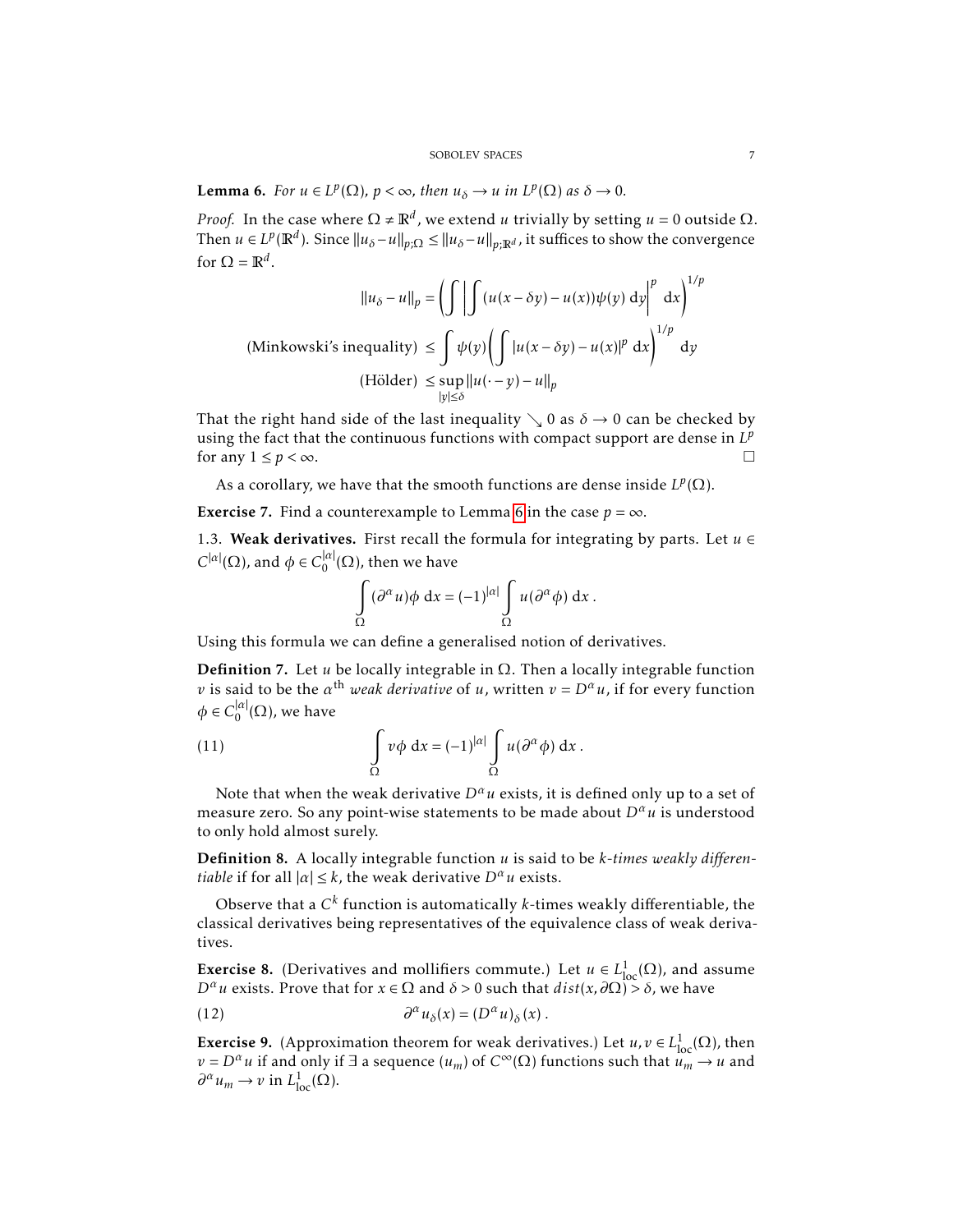**Lemma 6.** *For $u \in L^p(\Omega)$, $p < \infty$, then $u_\delta \to u$ in $L^p(\Omega)$ as $\delta \to 0$.*

*Proof.* In the case where $\Omega \neq \mathbb{R}^d$, we extend $u$ trivially by setting $u = 0$ outside $\Omega$. Then $u \in L^p(\mathbb{R}^d)$. Since $\|u_\delta - u\|_{p;\Omega} \leq \|u_\delta - u\|_{p;\mathbb{R}^d}$, it suffices to show the convergence for $\Omega = \mathbb{R}^d$.

$$\|u_\delta - u\|_p = \left( \int \left| \int (u(x - \delta y) - u(x))\psi(y) \, \mathrm{d}y \right|^p \mathrm{d}x \right)^{1/p}$$

$$\text{(Minkowski's inequality)} \leq \int \psi(y) \left( \int |u(x - \delta y) - u(x)|^p \, \mathrm{d}x \right)^{1/p} \mathrm{d}y$$

$$\text{(Hölder)} \leq \sup_{|y| \leq \delta} \|u(\cdot - y) - u\|_p$$

That the right hand side of the last inequality $\searrow 0$ as $\delta \to 0$ can be checked by using the fact that the continuous functions with compact support are dense in $L^p$ for any $1 \leq p < \infty$. □

As a corollary, we have that the smooth functions are dense inside $L^p(\Omega)$.

**Exercise 7.** Find a counterexample to Lemma 6 in the case $p = \infty$.

1.3. **Weak derivatives.** First recall the formula for integrating by parts. Let $u \in C^{|\alpha|}(\Omega)$, and $\phi \in C_0^{|\alpha|}(\Omega)$, then we have

$$\int_\Omega (\partial^\alpha u)\phi \, \mathrm{d}x = (-1)^{|\alpha|} \int_\Omega u(\partial^\alpha \phi) \, \mathrm{d}x \, .$$

Using this formula we can define a generalised notion of derivatives.

**Definition 7.** Let $u$ be locally integrable in $\Omega$. Then a locally integrable function $v$ is said to be the $\alpha^{\text{th}}$ *weak derivative* of $u$, written $v = D^\alpha u$, if for every function $\phi \in C_0^{|\alpha|}(\Omega)$, we have

$$\int_\Omega v\phi \, \mathrm{d}x = (-1)^{|\alpha|} \int_\Omega u(\partial^\alpha \phi) \, \mathrm{d}x \, . \tag{11}$$

Note that when the weak derivative $D^\alpha u$ exists, it is defined only up to a set of measure zero. So any point-wise statements to be made about $D^\alpha u$ is understood to only hold almost surely.

**Definition 8.** A locally integrable function $u$ is said to be *k-times weakly differentiable* if for all $|\alpha| \leq k$, the weak derivative $D^\alpha u$ exists.

Observe that a $C^k$ function is automatically $k$-times weakly differentiable, the classical derivatives being representatives of the equivalence class of weak derivatives.

**Exercise 8.** (Derivatives and mollifiers commute.) Let $u \in L^1_{\text{loc}}(\Omega)$, and assume $D^\alpha u$ exists. Prove that for $x \in \Omega$ and $\delta > 0$ such that $dist(x, \partial\Omega) > \delta$, we have

$$\partial^\alpha u_\delta(x) = (D^\alpha u)_\delta(x) \, . \tag{12}$$

**Exercise 9.** (Approximation theorem for weak derivatives.) Let $u, v \in L^1_{\text{loc}}(\Omega)$, then $v = D^\alpha u$ if and only if $\exists$ a sequence $(u_m)$ of $C^\infty(\Omega)$ functions such that $u_m \to u$ and $\partial^\alpha u_m \to v$ in $L^1_{\text{loc}}(\Omega)$.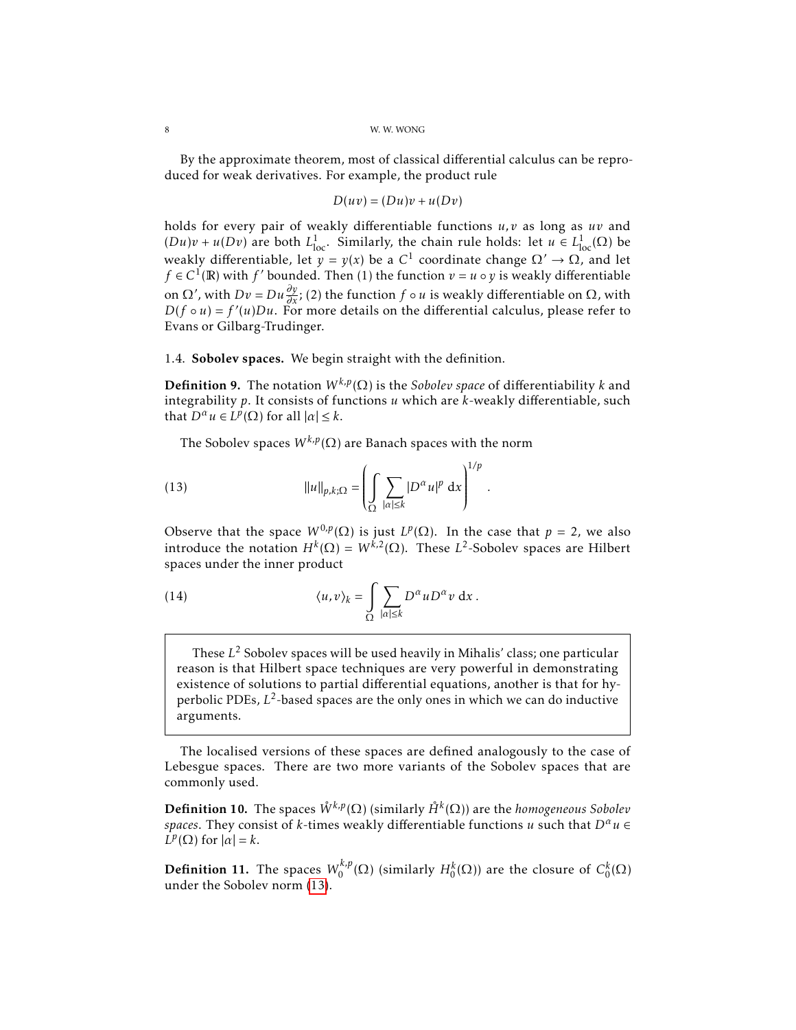By the approximate theorem, most of classical differential calculus can be reproduced for weak derivatives. For example, the product rule

$$D(uv) = (Du)v + u(Dv)$$

holds for every pair of weakly differentiable functions $u, v$ as long as $uv$ and $(Du)v + u(Dv)$ are both $L^1_{\text{loc}}$. Similarly, the chain rule holds: let $u \in L^1_{\text{loc}}(\Omega)$ be weakly differentiable, let $y = y(x)$ be a $C^1$ coordinate change $\Omega' \to \Omega$, and let $f \in C^1(\mathbb{R})$ with $f'$ bounded. Then (1) the function $v = u \circ y$ is weakly differentiable on $\Omega'$, with $Dv = Du \frac{\partial y}{\partial x}$; (2) the function $f \circ u$ is weakly differentiable on $\Omega$, with $D(f \circ u) = f'(u)Du$. For more details on the differential calculus, please refer to Evans or Gilbarg-Trudinger.

### 1.4. Sobolev spaces.

We begin straight with the definition.

**Definition 9.** The notation $W^{k,p}(\Omega)$ is the *Sobolev space* of differentiability $k$ and integrability $p$. It consists of functions $u$ which are $k$-weakly differentiable, such that $D^\alpha u \in L^p(\Omega)$ for all $|\alpha| \leq k$.

The Sobolev spaces $W^{k,p}(\Omega)$ are Banach spaces with the norm

$$\|u\|_{p,k;\Omega} = \left( \int_\Omega \sum_{|\alpha| \leq k} |D^\alpha u|^p \, \mathrm{d}x \right)^{1/p} . \tag{13}$$

Observe that the space $W^{0,p}(\Omega)$ is just $L^p(\Omega)$. In the case that $p = 2$, we also introduce the notation $H^k(\Omega) = W^{k,2}(\Omega)$. These $L^2$-Sobolev spaces are Hilbert spaces under the inner product

$$\langle u, v \rangle_k = \int_\Omega \sum_{|\alpha| \leq k} D^\alpha u D^\alpha v \, \mathrm{d}x . \tag{14}$$

> These $L^2$ Sobolev spaces will be used heavily in Mihalis' class; one particular reason is that Hilbert space techniques are very powerful in demonstrating existence of solutions to partial differential equations, another is that for hyperbolic PDEs, $L^2$-based spaces are the only ones in which we can do inductive arguments.

The localised versions of these spaces are defined analogously to the case of Lebesgue spaces. There are two more variants of the Sobolev spaces that are commonly used.

**Definition 10.** The spaces $\mathring{W}^{k,p}(\Omega)$ (similarly $\mathring{H}^k(\Omega)$) are the *homogeneous Sobolev spaces*. They consist of $k$-times weakly differentiable functions $u$ such that $D^\alpha u \in L^p(\Omega)$ for $|\alpha| = k$.

**Definition 11.** The spaces $W_0^{k,p}(\Omega)$ (similarly $H_0^k(\Omega)$) are the closure of $C_0^k(\Omega)$ under the Sobolev norm (13).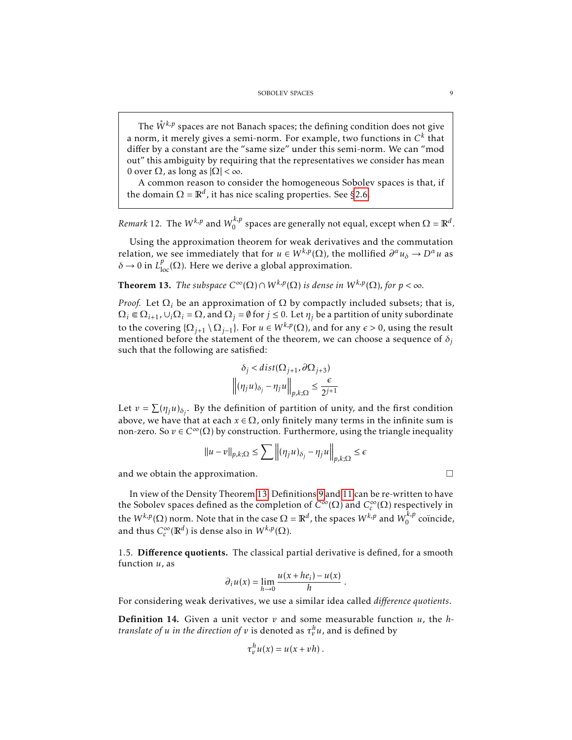> The $\mathring{W}^{k,p}$ spaces are not Banach spaces; the defining condition does not give a norm, it merely gives a semi-norm. For example, two functions in $C^k$ that differ by a constant are the "same size" under this semi-norm. We can "mod out" this ambiguity by requiring that the representatives we consider has mean 0 over $\Omega$, as long as $|\Omega| < \infty$.
>
> A common reason to consider the homogeneous Sobolev spaces is that, if the domain $\Omega = \mathbb{R}^d$, it has nice scaling properties. See §2.6.

*Remark* 12. The $W^{k,p}$ and $W_0^{k,p}$ spaces are generally not equal, except when $\Omega = \mathbb{R}^d$.

Using the approximation theorem for weak derivatives and the commutation relation, we see immediately that for $u \in W^{k,p}(\Omega)$, the mollified $\partial^\alpha u_\delta \to D^\alpha u$ as $\delta \to 0$ in $L^p_{\text{loc}}(\Omega)$. Here we derive a global approximation.

**Theorem 13.** *The subspace $C^\infty(\Omega) \cap W^{k,p}(\Omega)$ is dense in $W^{k,p}(\Omega)$, for $p < \infty$.*

*Proof.* Let $\Omega_i$ be an approximation of $\Omega$ by compactly included subsets; that is, $\Omega_i \Subset \Omega_{i+1}$, $\cup_i \Omega_i = \Omega$, and $\Omega_j = \emptyset$ for $j \leq 0$. Let $\eta_j$ be a partition of unity subordinate to the covering $\{\Omega_{j+1} \setminus \Omega_{j-1}\}$. For $u \in W^{k,p}(\Omega)$, and for any $\epsilon > 0$, using the result mentioned before the statement of the theorem, we can choose a sequence of $\delta_j$ such that the following are satisfied:

$$\delta_j < dist(\Omega_{j+1}, \partial\Omega_{j+3})$$

$$\left\| (\eta_j u)_{\delta_j} - \eta_j u \right\|_{p,k;\Omega} \leq \frac{\epsilon}{2^{j+1}}$$

Let $v = \sum (\eta_j u)_{\delta_j}$. By the definition of partition of unity, and the first condition above, we have that at each $x \in \Omega$, only finitely many terms in the infinite sum is non-zero. So $v \in C^\infty(\Omega)$ by construction. Furthermore, using the triangle inequality

$$\|u - v\|_{p,k;\Omega} \leq \sum \left\| (\eta_j u)_{\delta_j} - \eta_j u \right\|_{p,k;\Omega} \leq \epsilon$$

and we obtain the approximation. □

In view of the Density Theorem 13, Definitions 9 and 11 can be re-written to have the Sobolev spaces defined as the completion of $C^\infty(\Omega)$ and $C_c^\infty(\Omega)$ respectively in the $W^{k,p}(\Omega)$ norm. Note that in the case $\Omega = \mathbb{R}^d$, the spaces $W^{k,p}$ and $W_0^{k,p}$ coïncide, and thus $C_c^\infty(\mathbb{R}^d)$ is dense also in $W^{k,p}(\Omega)$.

### 1.5. Difference quotients.

The classical partial derivative is defined, for a smooth function $u$, as

$$\partial_i u(x) = \lim_{h \to 0} \frac{u(x + he_i) - u(x)}{h} .$$

For considering weak derivatives, we use a similar idea called *difference quotients*.

**Definition 14.** *Given a unit vector $v$ and some measurable function $u$, the $h$-translate of $u$ in the direction of $v$ is denoted as $\tau_v^h u$, and is defined by*

$$\tau_v^h u(x) = u(x + vh) .$$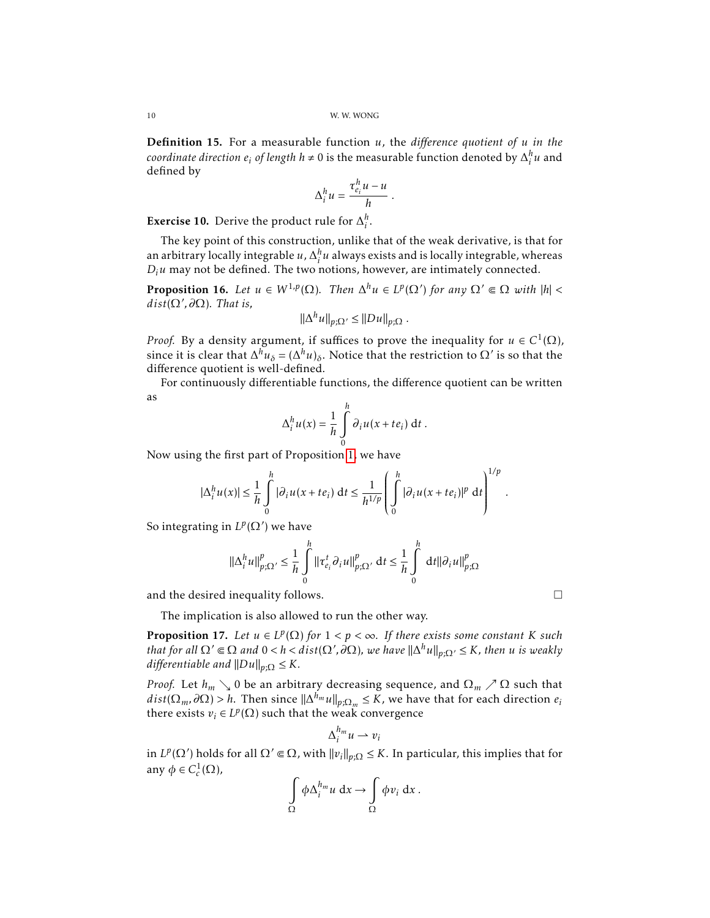**Definition 15.** For a measurable function $u$, the *difference quotient of $u$ in the coordinate direction $e_i$ of length $h \neq 0$* is the measurable function denoted by $\Delta_i^h u$ and defined by

$$\Delta_i^h u = \frac{\tau_{e_i}^h u - u}{h} \, .$$

**Exercise 10.** Derive the product rule for $\Delta_i^h$.

The key point of this construction, unlike that of the weak derivative, is that for an arbitrary locally integrable $u$, $\Delta_i^h u$ always exists and is locally integrable, whereas $D_i u$ may not be defined. The two notions, however, are intimately connected.

**Proposition 16.** *Let $u \in W^{1,p}(\Omega)$. Then $\Delta^h u \in L^p(\Omega')$ for any $\Omega' \Subset \Omega$ with $|h| < dist(\Omega', \partial\Omega)$. That is,*

$$\|\Delta^h u\|_{p;\Omega'} \leq \|Du\|_{p;\Omega} \, .$$

*Proof.* By a density argument, if suffices to prove the inequality for $u \in C^1(\Omega)$, since it is clear that $\Delta^h u_\delta = (\Delta^h u)_\delta$. Notice that the restriction to $\Omega'$ is so that the difference quotient is well-defined.

For continuously differentiable functions, the difference quotient can be written as

$$\Delta_i^h u(x) = \frac{1}{h} \int_0^h \partial_i u(x + te_i) \, \mathrm{d}t \, .$$

Now using the first part of Proposition 1, we have

$$|\Delta_i^h u(x)| \leq \frac{1}{h} \int_0^h |\partial_i u(x + te_i)| \, \mathrm{d}t \leq \frac{1}{h^{1/p}} \left( \int_0^h |\partial_i u(x + te_i)|^p \, \mathrm{d}t \right)^{1/p} \, .$$

So integrating in $L^p(\Omega')$ we have

$$\|\Delta_i^h u\|_{p;\Omega'}^p \leq \frac{1}{h} \int_0^h \|\tau_{e_i}^t \partial_i u\|_{p;\Omega'}^p \, \mathrm{d}t \leq \frac{1}{h} \int_0^h \mathrm{d}t \|\partial_i u\|_{p;\Omega}^p$$

and the desired inequality follows. $\square$

The implication is also allowed to run the other way.

**Proposition 17.** *Let $u \in L^p(\Omega)$ for $1 < p < \infty$. If there exists some constant $K$ such that for all $\Omega' \Subset \Omega$ and $0 < h < dist(\Omega', \partial\Omega)$, we have $\|\Delta^h u\|_{p;\Omega'} \leq K$, then $u$ is weakly differentiable and $\|Du\|_{p;\Omega} \leq K$.*

*Proof.* Let $h_m \searrow 0$ be an arbitrary decreasing sequence, and $\Omega_m \nearrow \Omega$ such that $dist(\Omega_m, \partial\Omega) > h$. Then since $\|\Delta^{h_m} u\|_{p;\Omega_m} \leq K$, we have that for each direction $e_i$ there exists $v_i \in L^p(\Omega)$ such that the weak convergence

$$\Delta_i^{h_m} u \rightharpoonup v_i$$

in $L^p(\Omega')$ holds for all $\Omega' \Subset \Omega$, with $\|v_i\|_{p;\Omega} \leq K$. In particular, this implies that for any $\phi \in C_c^1(\Omega)$,

$$\int_\Omega \phi \Delta_i^{h_m} u \, \mathrm{d}x \to \int_\Omega \phi v_i \, \mathrm{d}x \, .$$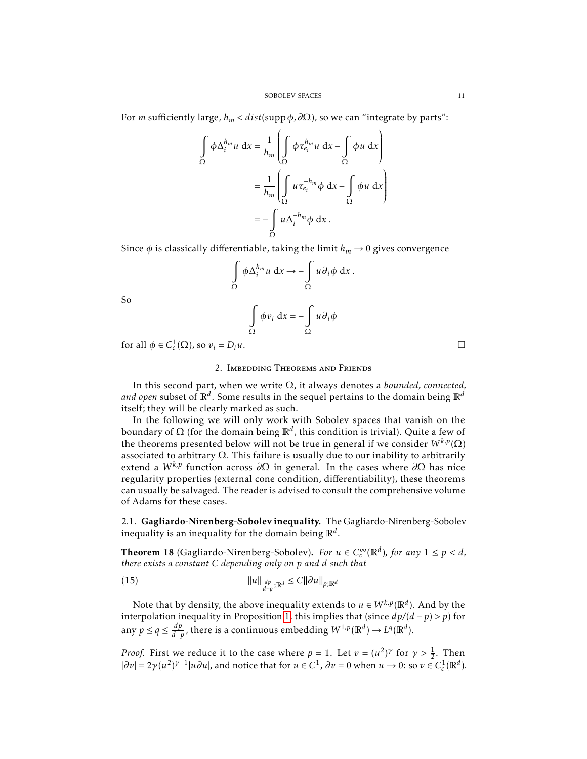For $m$ sufficiently large, $h_m < dist(\operatorname{supp}\phi, \partial\Omega)$, so we can "integrate by parts":

$$\int_\Omega \phi \Delta_i^{h_m} u \, dx = \frac{1}{h_m}\left( \int_\Omega \phi \tau_{e_i}^{h_m} u \, dx - \int_\Omega \phi u \, dx \right)$$
$$= \frac{1}{h_m}\left( \int_\Omega u \tau_{e_i}^{-h_m} \phi \, dx - \int_\Omega \phi u \, dx \right)$$
$$= -\int_\Omega u \Delta_i^{-h_m} \phi \, dx \,.$$

Since $\phi$ is classically differentiable, taking the limit $h_m \to 0$ gives convergence

$$\int_\Omega \phi \Delta_i^{h_m} u \, dx \to -\int_\Omega u \partial_i \phi \, dx \,.$$

So

$$\int_\Omega \phi v_i \, dx = -\int_\Omega u \partial_i \phi$$

for all $\phi \in C_c^1(\Omega)$, so $v_i = D_i u$. □

## 2. Imbedding Theorems and Friends

In this second part, when we write $\Omega$, it always denotes a *bounded*, *connected*, *and open* subset of $\mathbb{R}^d$. Some results in the sequel pertains to the domain being $\mathbb{R}^d$ itself; they will be clearly marked as such.

In the following we will only work with Sobolev spaces that vanish on the boundary of $\Omega$ (for the domain being $\mathbb{R}^d$, this condition is trivial). Quite a few of the theorems presented below will not be true in general if we consider $W^{k,p}(\Omega)$ associated to arbitrary $\Omega$. This failure is usually due to our inability to arbitrarily extend a $W^{k,p}$ function across $\partial\Omega$ in general. In the cases where $\partial\Omega$ has nice regularity properties (external cone condition, differentiability), these theorems can usually be salvaged. The reader is advised to consult the comprehensive volume of Adams for these cases.

### 2.1. Gagliardo-Nirenberg-Sobolev inequality.

The Gagliardo-Nirenberg-Sobolev inequality is an inequality for the domain being $\mathbb{R}^d$.

**Theorem 18** (Gagliardo-Nirenberg-Sobolev)**.** *For $u \in C_c^\infty(\mathbb{R}^d)$, for any $1 \leq p < d$, there exists a constant $C$ depending only on $p$ and $d$ such that*

$$\|u\|_{\frac{dp}{d-p};\mathbb{R}^d} \leq C\|\partial u\|_{p;\mathbb{R}^d} \tag{15}$$

Note that by density, the above inequality extends to $u \in W^{k,p}(\mathbb{R}^d)$. And by the interpolation inequality in Proposition 1, this implies that (since $dp/(d-p) > p$) for any $p \leq q \leq \frac{dp}{d-p}$, there is a continuous embedding $W^{1,p}(\mathbb{R}^d) \to L^q(\mathbb{R}^d)$.

*Proof.* First we reduce it to the case where $p = 1$. Let $v = (u^2)^\gamma$ for $\gamma > \frac{1}{2}$. Then $|\partial v| = 2\gamma(u^2)^{\gamma-1}|u\partial u|$, and notice that for $u \in C^1$, $\partial v = 0$ when $u \to 0$: so $v \in C_c^1(\mathbb{R}^d)$.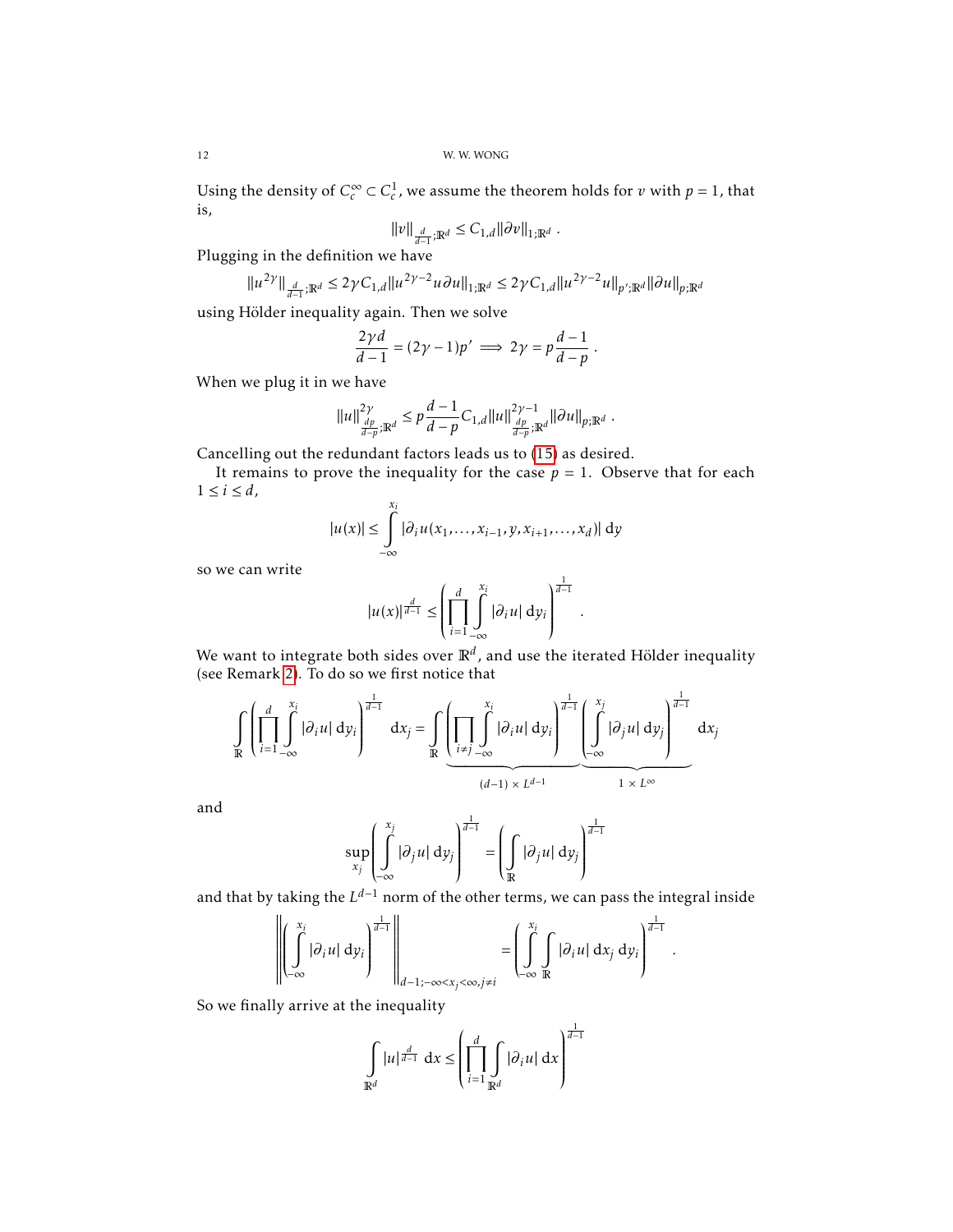Using the density of $C_c^\infty \subset C_c^1$, we assume the theorem holds for $v$ with $p = 1$, that is,

$$\|v\|_{\frac{d}{d-1};\mathbb{R}^d} \leq C_{1,d} \|\partial v\|_{1;\mathbb{R}^d} \ .$$

Plugging in the definition we have

$$\|u^{2\gamma}\|_{\frac{d}{d-1};\mathbb{R}^d} \leq 2\gamma C_{1,d} \|u^{2\gamma-2} u \partial u\|_{1;\mathbb{R}^d} \leq 2\gamma C_{1,d} \|u^{2\gamma-2} u\|_{p';\mathbb{R}^d} \|\partial u\|_{p;\mathbb{R}^d}$$

using Hölder inequality again. Then we solve

$$\frac{2\gamma d}{d-1} = (2\gamma - 1)p' \implies 2\gamma = p\frac{d-1}{d-p} \ .$$

When we plug it in we have

$$\|u\|^{2\gamma}_{\frac{dp}{d-p};\mathbb{R}^d} \leq p\frac{d-1}{d-p} C_{1,d} \|u\|^{2\gamma-1}_{\frac{dp}{d-p};\mathbb{R}^d} \|\partial u\|_{p;\mathbb{R}^d} \ .$$

Cancelling out the redundant factors leads us to (15) as desired.

It remains to prove the inequality for the case $p = 1$. Observe that for each $1 \leq i \leq d$,

$$|u(x)| \leq \int_{-\infty}^{x_i} |\partial_i u(x_1, \ldots, x_{i-1}, y, x_{i+1}, \ldots, x_d)| \ \mathrm{d}y$$

so we can write

$$|u(x)|^{\frac{d}{d-1}} \leq \left( \prod_{i=1}^{d} \int_{-\infty}^{x_i} |\partial_i u| \ \mathrm{d}y_i \right)^{\frac{1}{d-1}} \ .$$

We want to integrate both sides over $\mathbb{R}^d$, and use the iterated Hölder inequality (see Remark 2). To do so we first notice that

$$\int_{\mathbb{R}} \left( \prod_{i=1}^{d} \int_{-\infty}^{x_i} |\partial_i u| \ \mathrm{d}y_i \right)^{\frac{1}{d-1}} \mathrm{d}x_j = \int_{\mathbb{R}} \underbrace{\left( \prod_{i \neq j} \int_{-\infty}^{x_i} |\partial_i u| \ \mathrm{d}y_i \right)^{\frac{1}{d-1}}}_{(d-1) \times L^{d-1}} \underbrace{\left( \int_{-\infty}^{x_j} |\partial_j u| \ \mathrm{d}y_j \right)^{\frac{1}{d-1}}}_{1 \times L^\infty} \mathrm{d}x_j$$

and

$$\sup_{x_j} \left( \int_{-\infty}^{x_j} |\partial_j u| \ \mathrm{d}y_j \right)^{\frac{1}{d-1}} = \left( \int_{\mathbb{R}} |\partial_j u| \ \mathrm{d}y_j \right)^{\frac{1}{d-1}}$$

and that by taking the $L^{d-1}$ norm of the other terms, we can pass the integral inside

$$\left\| \left( \int_{-\infty}^{x_i} |\partial_i u| \ \mathrm{d}y_i \right)^{\frac{1}{d-1}} \right\|_{d-1; -\infty < x_j < \infty, j \neq i} = \left( \int_{-\infty}^{x_i} \int_{\mathbb{R}} |\partial_i u| \ \mathrm{d}x_j \ \mathrm{d}y_i \right)^{\frac{1}{d-1}} .$$

So we finally arrive at the inequality

$$\int_{\mathbb{R}^d} |u|^{\frac{d}{d-1}} \ \mathrm{d}x \leq \left( \prod_{i=1}^{d} \int_{\mathbb{R}^d} |\partial_i u| \ \mathrm{d}x \right)^{\frac{1}{d-1}}$$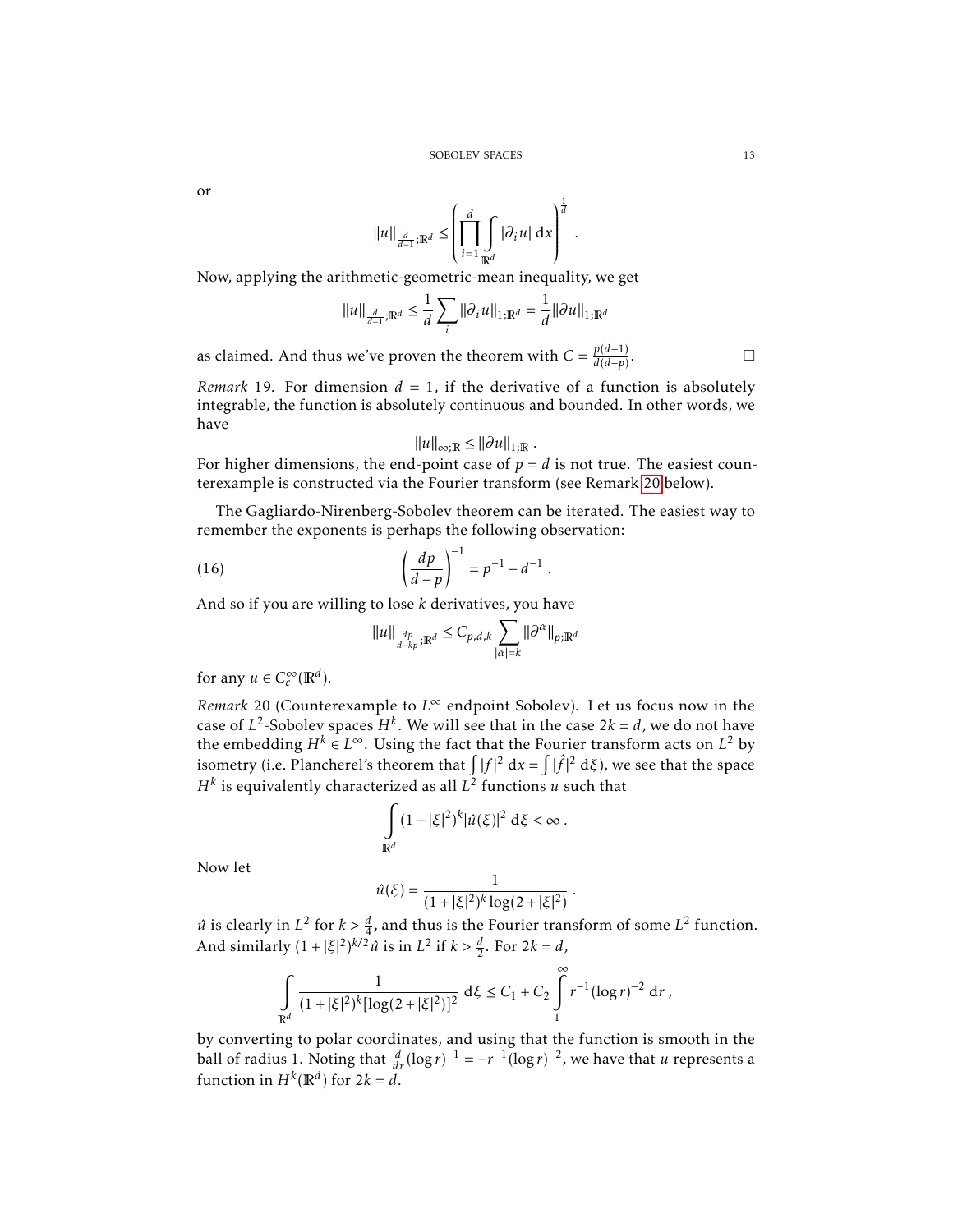or

$$\|u\|_{\frac{d}{d-1};\mathbb{R}^d} \leq \left( \prod_{i=1}^{d} \int_{\mathbb{R}^d} |\partial_i u| \, \mathrm{d}x \right)^{\frac{1}{d}} .$$

Now, applying the arithmetic-geometric-mean inequality, we get

$$\|u\|_{\frac{d}{d-1};\mathbb{R}^d} \leq \frac{1}{d} \sum_i \|\partial_i u\|_{1;\mathbb{R}^d} = \frac{1}{d} \|\partial u\|_{1;\mathbb{R}^d}$$

as claimed. And thus we've proven the theorem with $C = \frac{p(d-1)}{d(d-p)}$. □

*Remark* 19. For dimension $d = 1$, if the derivative of a function is absolutely integrable, the function is absolutely continuous and bounded. In other words, we have

$$\|u\|_{\infty;\mathbb{R}} \leq \|\partial u\|_{1;\mathbb{R}} .$$

For higher dimensions, the end-point case of $p = d$ is not true. The easiest counterexample is constructed via the Fourier transform (see Remark 20 below).

The Gagliardo-Nirenberg-Sobolev theorem can be iterated. The easiest way to remember the exponents is perhaps the following observation:

$$\left( \frac{dp}{d-p} \right)^{-1} = p^{-1} - d^{-1} . \tag{16}$$

And so if you are willing to lose $k$ derivatives, you have

$$\|u\|_{\frac{dp}{d-kp};\mathbb{R}^d} \leq C_{p,d,k} \sum_{|\alpha|=k} \|\partial^\alpha\|_{p;\mathbb{R}^d}$$

for any $u \in C_c^\infty(\mathbb{R}^d)$.

*Remark* 20 (Counterexample to $L^\infty$ endpoint Sobolev). Let us focus now in the case of $L^2$-Sobolev spaces $H^k$. We will see that in the case $2k = d$, we do not have the embedding $H^k \in L^\infty$. Using the fact that the Fourier transform acts on $L^2$ by isometry (i.e. Plancherel's theorem that $\int |f|^2 \, \mathrm{d}x = \int |\hat{f}|^2 \, \mathrm{d}\xi$), we see that the space $H^k$ is equivalently characterized as all $L^2$ functions $u$ such that

$$\int_{\mathbb{R}^d} (1 + |\xi|^2)^k |\hat{u}(\xi)|^2 \, \mathrm{d}\xi < \infty .$$

Now let

$$\hat{u}(\xi) = \frac{1}{(1 + |\xi|^2)^k \log(2 + |\xi|^2)} .$$

$\hat{u}$ is clearly in $L^2$ for $k > \frac{d}{4}$, and thus is the Fourier transform of some $L^2$ function. And similarly $(1 + |\xi|^2)^{k/2} \hat{u}$ is in $L^2$ if $k > \frac{d}{2}$. For $2k = d$,

$$\int_{\mathbb{R}^d} \frac{1}{(1 + |\xi|^2)^k [\log(2 + |\xi|^2)]^2} \, \mathrm{d}\xi \leq C_1 + C_2 \int_1^\infty r^{-1} (\log r)^{-2} \, \mathrm{d}r ,$$

by converting to polar coordinates, and using that the function is smooth in the ball of radius 1. Noting that $\frac{d}{dr} (\log r)^{-1} = -r^{-1} (\log r)^{-2}$, we have that $u$ represents a function in $H^k(\mathbb{R}^d)$ for $2k = d$.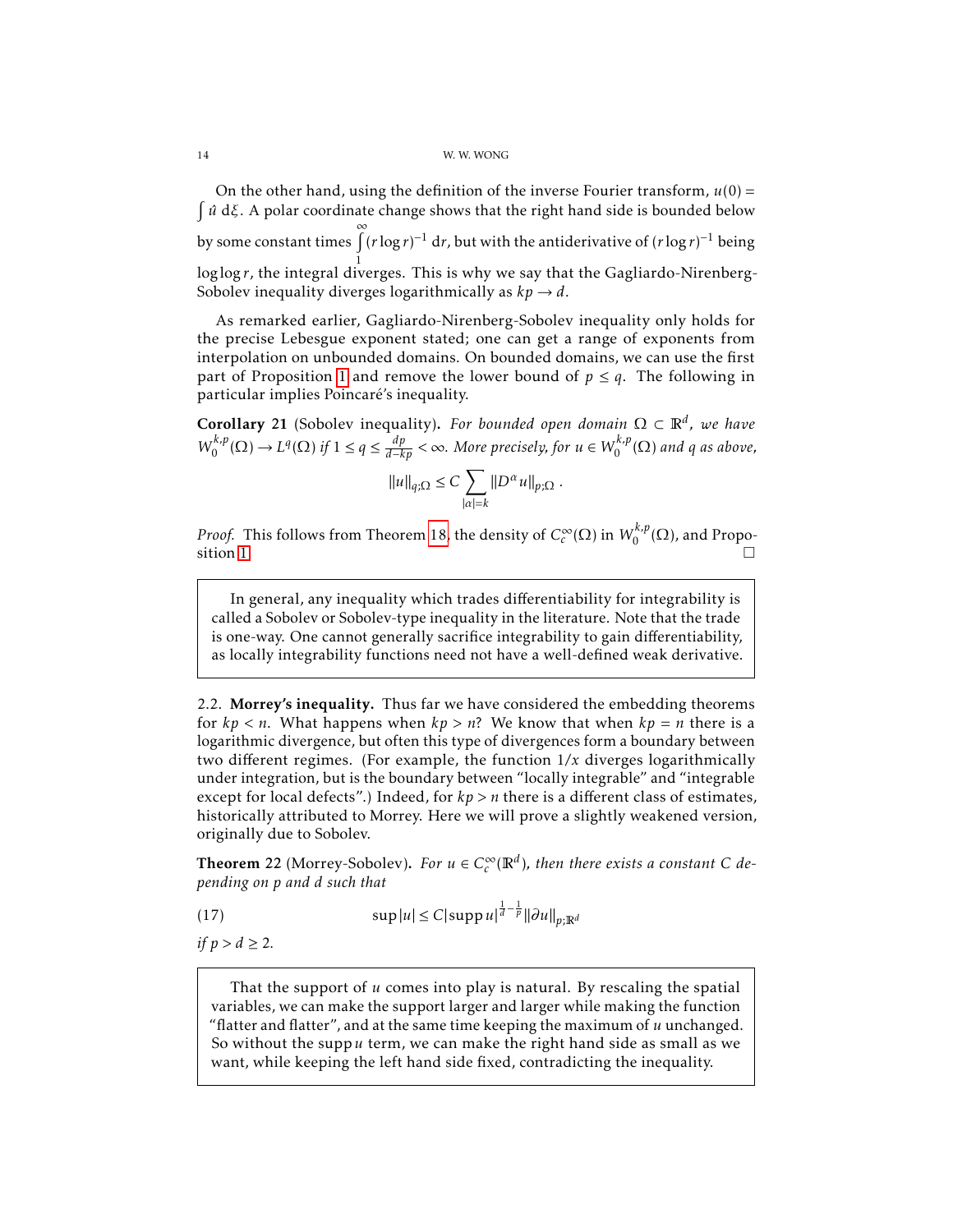On the other hand, using the definition of the inverse Fourier transform, $u(0) = \int \hat{u} \, \mathrm{d}\xi$. A polar coordinate change shows that the right hand side is bounded below by some constant times $\int_1^\infty (r \log r)^{-1} \, \mathrm{d}r$, but with the antiderivative of $(r \log r)^{-1}$ being $\log \log r$, the integral diverges. This is why we say that the Gagliardo-Nirenberg-Sobolev inequality diverges logarithmically as $kp \to d$.

As remarked earlier, Gagliardo-Nirenberg-Sobolev inequality only holds for the precise Lebesgue exponent stated; one can get a range of exponents from interpolation on unbounded domains. On bounded domains, we can use the first part of Proposition 1 and remove the lower bound of $p \leq q$. The following in particular implies Poincaré's inequality.

**Corollary 21** (Sobolev inequality). *For bounded open domain $\Omega \subset \mathbb{R}^d$, we have $W_0^{k,p}(\Omega) \to L^q(\Omega)$ if $1 \leq q \leq \frac{dp}{d-kp} < \infty$. More precisely, for $u \in W_0^{k,p}(\Omega)$ and $q$ as above,*

$$\|u\|_{q;\Omega} \leq C \sum_{|\alpha|=k} \|D^\alpha u\|_{p;\Omega} .$$

*Proof.* This follows from Theorem 18, the density of $C_c^\infty(\Omega)$ in $W_0^{k,p}(\Omega)$, and Proposition 1. □

> In general, any inequality which trades differentiability for integrability is called a Sobolev or Sobolev-type inequality in the literature. Note that the trade is one-way. One cannot generally sacrifice integrability to gain differentiability, as locally integrability functions need not have a well-defined weak derivative.

### 2.2. Morrey's inequality.

Thus far we have considered the embedding theorems for $kp < n$. What happens when $kp > n$? We know that when $kp = n$ there is a logarithmic divergence, but often this type of divergences form a boundary between two different regimes. (For example, the function $1/x$ diverges logarithmically under integration, but is the boundary between "locally integrable" and "integrable except for local defects".) Indeed, for $kp > n$ there is a different class of estimates, historically attributed to Morrey. Here we will prove a slightly weakened version, originally due to Sobolev.

**Theorem 22** (Morrey-Sobolev). *For $u \in C_c^\infty(\mathbb{R}^d)$, then there exists a constant $C$ depending on $p$ and $d$ such that*

$$\sup |u| \leq C |\operatorname{supp} u|^{\frac{1}{d} - \frac{1}{p}} \|\partial u\|_{p;\mathbb{R}^d} \tag{17}$$

*if $p > d \geq 2$.*

> That the support of $u$ comes into play is natural. By rescaling the spatial variables, we can make the support larger and larger while making the function "flatter and flatter", and at the same time keeping the maximum of $u$ unchanged. So without the $\operatorname{supp} u$ term, we can make the right hand side as small as we want, while keeping the left hand side fixed, contradicting the inequality.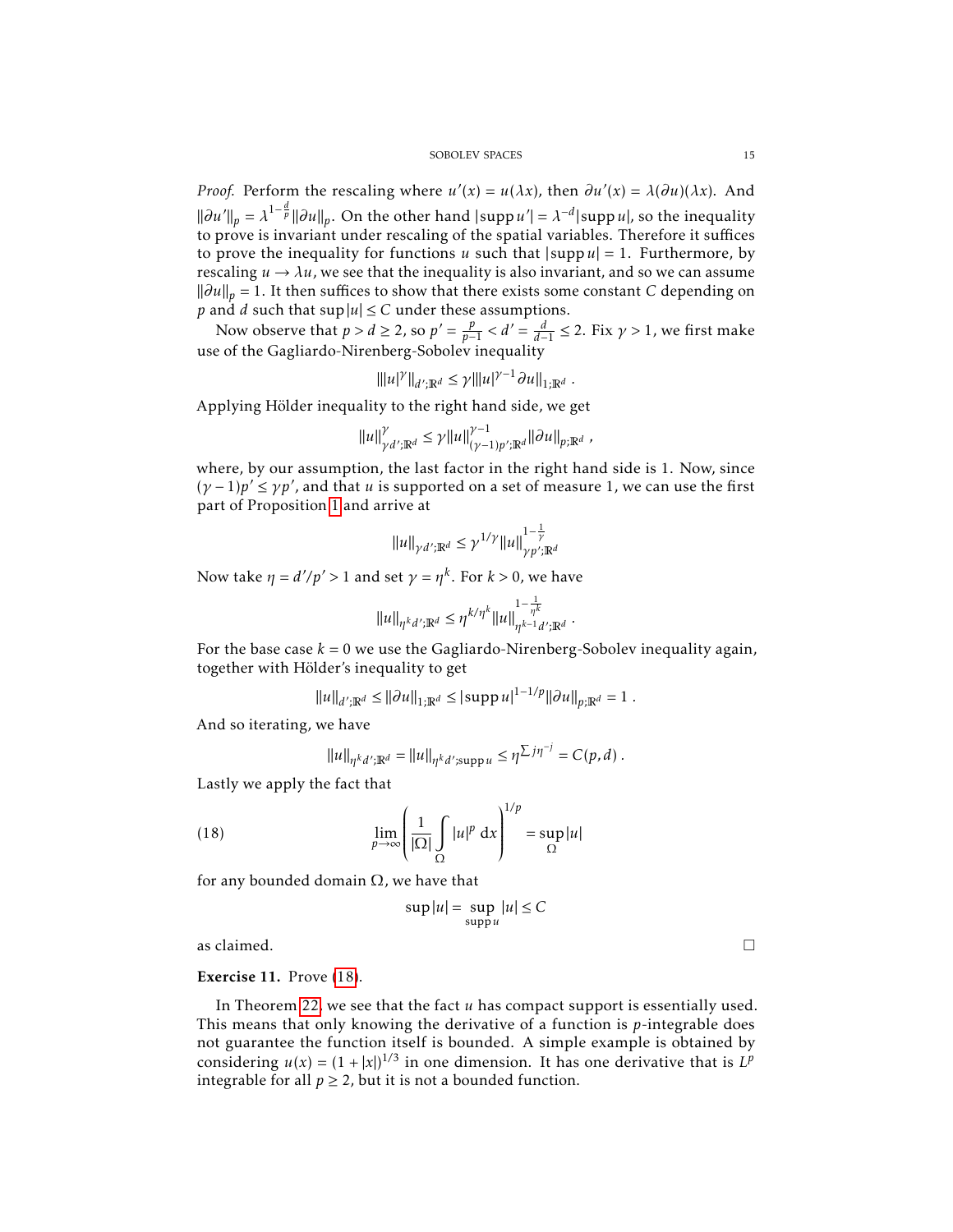*Proof.* Perform the rescaling where $u'(x) = u(\lambda x)$, then $\partial u'(x) = \lambda(\partial u)(\lambda x)$. And $\|\partial u'\|_p = \lambda^{1-\frac{d}{p}}\|\partial u\|_p$. On the other hand $|\operatorname{supp} u'| = \lambda^{-d}|\operatorname{supp} u|$, so the inequality to prove is invariant under rescaling of the spatial variables. Therefore it suffices to prove the inequality for functions $u$ such that $|\operatorname{supp} u| = 1$. Furthermore, by rescaling $u \to \lambda u$, we see that the inequality is also invariant, and so we can assume $\|\partial u\|_p = 1$. It then suffices to show that there exists some constant $C$ depending on $p$ and $d$ such that $\sup|u| \leq C$ under these assumptions.

Now observe that $p > d \geq 2$, so $p' = \frac{p}{p-1} < d' = \frac{d}{d-1} \leq 2$. Fix $\gamma > 1$, we first make use of the Gagliardo-Nirenberg-Sobolev inequality

$$\||u|^\gamma\|_{d';\mathbb{R}^d} \leq \gamma \||u|^{\gamma-1}\partial u\|_{1;\mathbb{R}^d} \ .$$

Applying Hölder inequality to the right hand side, we get

$$\|u\|^\gamma_{\gamma d';\mathbb{R}^d} \leq \gamma \|u\|^{\gamma-1}_{(\gamma-1)p';\mathbb{R}^d}\|\partial u\|_{p;\mathbb{R}^d} \ ,$$

where, by our assumption, the last factor in the right hand side is 1. Now, since $(\gamma-1)p' \leq \gamma p'$, and that $u$ is supported on a set of measure 1, we can use the first part of Proposition 1 and arrive at

$$\|u\|_{\gamma d';\mathbb{R}^d} \leq \gamma^{1/\gamma}\|u\|^{1-\frac{1}{\gamma}}_{\gamma p';\mathbb{R}^d}$$

Now take $\eta = d'/p' > 1$ and set $\gamma = \eta^k$. For $k > 0$, we have

$$\|u\|_{\eta^k d';\mathbb{R}^d} \leq \eta^{k/\eta^k}\|u\|^{1-\frac{1}{\eta^k}}_{\eta^{k-1}d';\mathbb{R}^d} \ .$$

For the base case $k = 0$ we use the Gagliardo-Nirenberg-Sobolev inequality again, together with Hölder's inequality to get

$$\|u\|_{d';\mathbb{R}^d} \leq \|\partial u\|_{1;\mathbb{R}^d} \leq |\operatorname{supp} u|^{1-1/p}\|\partial u\|_{p;\mathbb{R}^d} = 1 \ .$$

And so iterating, we have

$$\|u\|_{\eta^k d';\mathbb{R}^d} = \|u\|_{\eta^k d';\operatorname{supp} u} \leq \eta^{\sum j\eta^{-j}} = C(p,d) \ .$$

Lastly we apply the fact that

$$\lim_{p\to\infty}\left(\frac{1}{|\Omega|}\int_\Omega |u|^p \, \mathrm{d}x\right)^{1/p} = \sup_\Omega |u| \tag{18}$$

for any bounded domain $\Omega$, we have that

$$\sup|u| = \sup_{\operatorname{supp} u}|u| \leq C$$

as claimed. □

**Exercise 11.** Prove (18).

In Theorem 22 we see that the fact $u$ has compact support is essentially used. This means that only knowing the derivative of a function is $p$-integrable does not guarantee the function itself is bounded. A simple example is obtained by considering $u(x) = (1+|x|)^{1/3}$ in one dimension. It has one derivative that is $L^p$ integrable for all $p \geq 2$, but it is not a bounded function.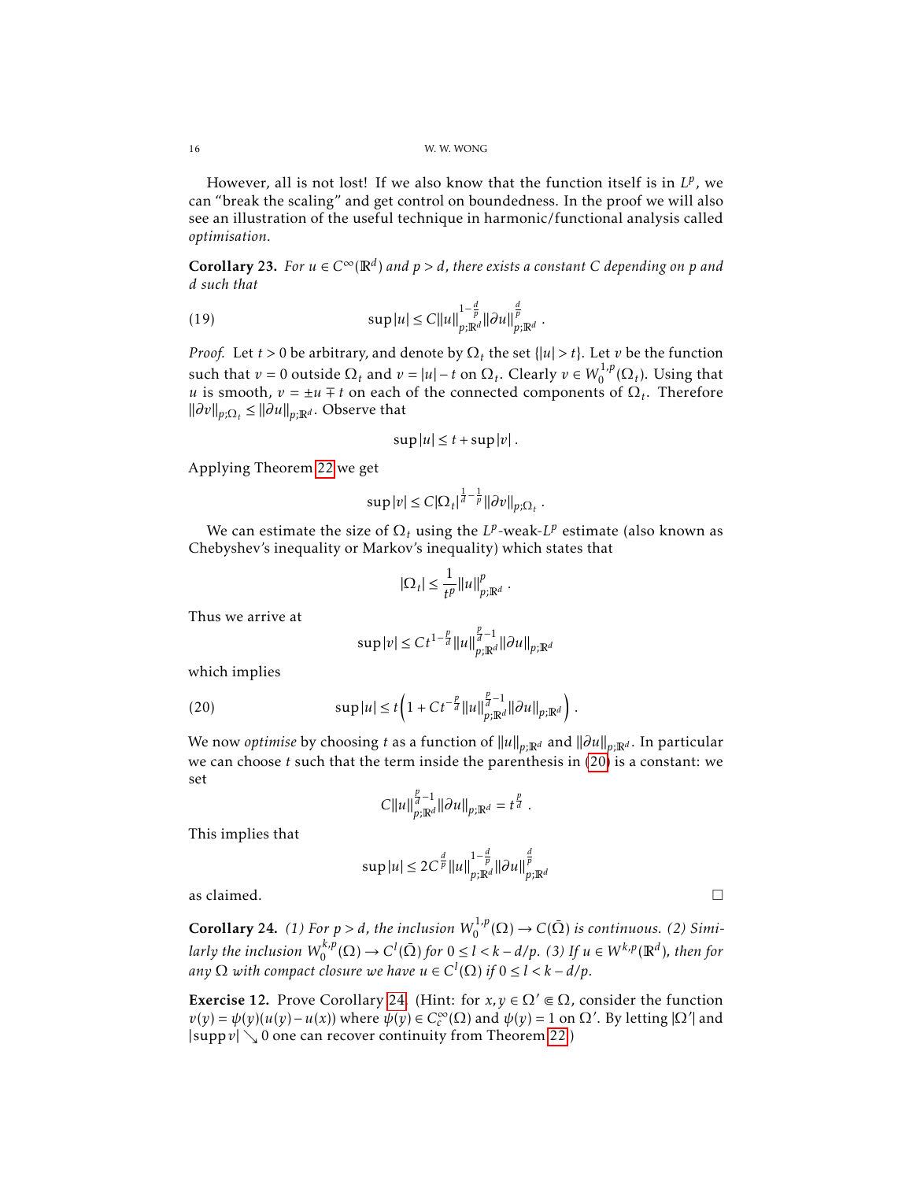However, all is not lost! If we also know that the function itself is in $L^p$, we can "break the scaling" and get control on boundedness. In the proof we will also see an illustration of the useful technique in harmonic/functional analysis called *optimisation*.

**Corollary 23.** *For $u \in C^\infty(\mathbb{R}^d)$ and $p > d$, there exists a constant $C$ depending on $p$ and $d$ such that*

$$\sup |u| \leq C \|u\|_{p;\mathbb{R}^d}^{1-\frac{d}{p}} \|\partial u\|_{p;\mathbb{R}^d}^{\frac{d}{p}} . \tag{19}$$

*Proof.* Let $t > 0$ be arbitrary, and denote by $\Omega_t$ the set $\{|u| > t\}$. Let $v$ be the function such that $v = 0$ outside $\Omega_t$ and $v = |u| - t$ on $\Omega_t$. Clearly $v \in W_0^{1,p}(\Omega_t)$. Using that $u$ is smooth, $v = \pm u \mp t$ on each of the connected components of $\Omega_t$. Therefore $\|\partial v\|_{p;\Omega_t} \leq \|\partial u\|_{p;\mathbb{R}^d}$. Observe that

$$\sup |u| \leq t + \sup |v| .$$

Applying Theorem 22 we get

$$\sup |v| \leq C |\Omega_t|^{\frac{1}{d} - \frac{1}{p}} \|\partial v\|_{p;\Omega_t} .$$

We can estimate the size of $\Omega_t$ using the $L^p$-weak-$L^p$ estimate (also known as Chebyshev's inequality or Markov's inequality) which states that

$$|\Omega_t| \leq \frac{1}{t^p} \|u\|_{p;\mathbb{R}^d}^p .$$

Thus we arrive at

$$\sup |v| \leq C t^{1 - \frac{p}{d}} \|u\|_{p;\mathbb{R}^d}^{\frac{p}{d} - 1} \|\partial u\|_{p;\mathbb{R}^d}$$

which implies

$$\sup |u| \leq t \left( 1 + C t^{-\frac{p}{d}} \|u\|_{p;\mathbb{R}^d}^{\frac{p}{d} - 1} \|\partial u\|_{p;\mathbb{R}^d} \right) . \tag{20}$$

We now *optimise* by choosing $t$ as a function of $\|u\|_{p;\mathbb{R}^d}$ and $\|\partial u\|_{p;\mathbb{R}^d}$. In particular we can choose $t$ such that the term inside the parenthesis in (20) is a constant: we set

$$C \|u\|_{p;\mathbb{R}^d}^{\frac{p}{d} - 1} \|\partial u\|_{p;\mathbb{R}^d} = t^{\frac{p}{d}} .$$

This implies that

$$\sup |u| \leq 2 C^{\frac{d}{p}} \|u\|_{p;\mathbb{R}^d}^{1 - \frac{d}{p}} \|\partial u\|_{p;\mathbb{R}^d}^{\frac{d}{p}}$$

as claimed. □

**Corollary 24.** *(1) For $p > d$, the inclusion $W_0^{1,p}(\Omega) \to C(\bar{\Omega})$ is continuous. (2) Similarly the inclusion $W_0^{k,p}(\Omega) \to C^l(\bar{\Omega})$ for $0 \leq l < k - d/p$. (3) If $u \in W^{k,p}(\mathbb{R}^d)$, then for any $\Omega$ with compact closure we have $u \in C^l(\Omega)$ if $0 \leq l < k - d/p$.*

**Exercise 12.** Prove Corollary 24. (Hint: for $x, y \in \Omega' \Subset \Omega$, consider the function $v(y) = \psi(y)(u(y) - u(x))$ where $\psi(y) \in C_c^\infty(\Omega)$ and $\psi(y) = 1$ on $\Omega'$. By letting $|\Omega'|$ and $|\operatorname{supp} v| \searrow 0$ one can recover continuity from Theorem 22.)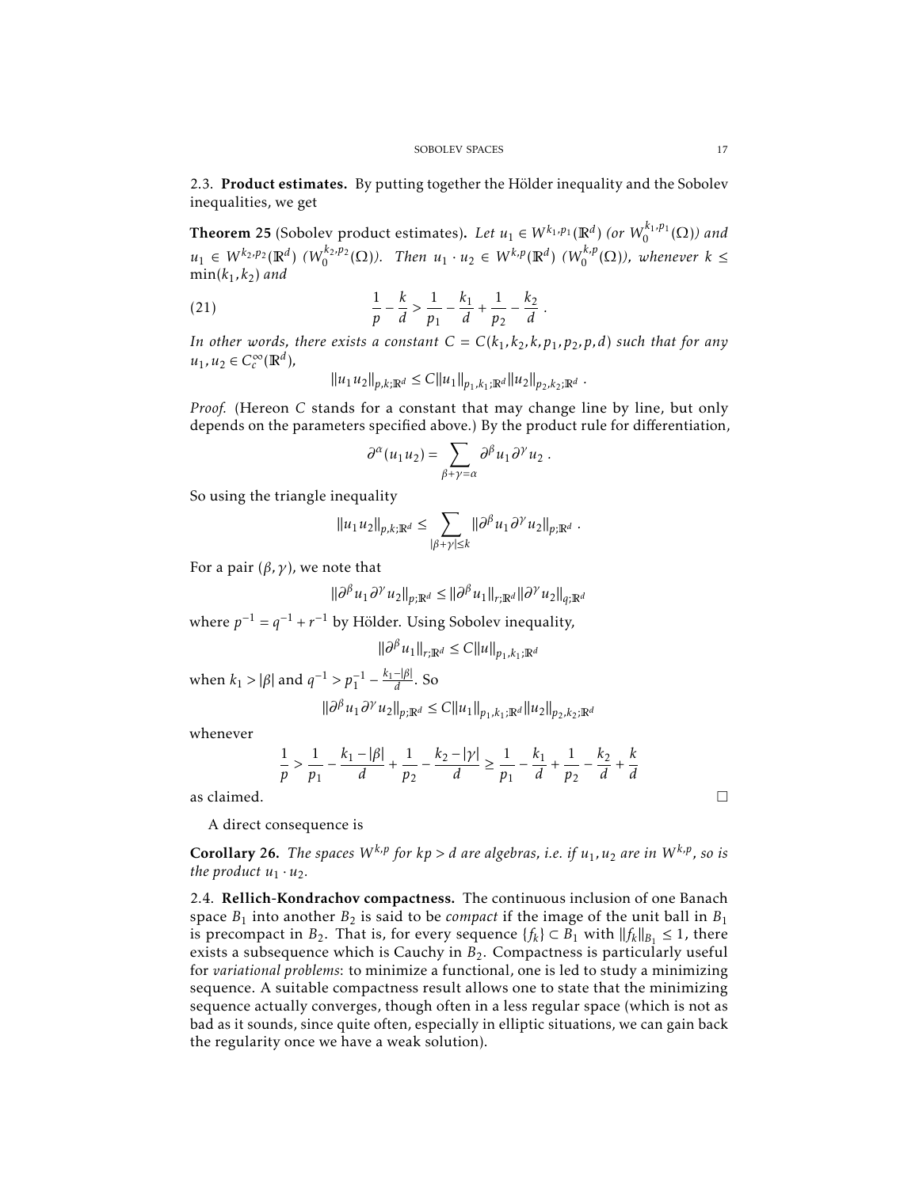2.3. **Product estimates.** By putting together the Hölder inequality and the Sobolev inequalities, we get

**Theorem 25** (Sobolev product estimates)**.** *Let $u_1 \in W^{k_1,p_1}(\mathbb{R}^d)$ (or $W_0^{k_1,p_1}(\Omega)$) and $u_1 \in W^{k_2,p_2}(\mathbb{R}^d)$ ($W_0^{k_2,p_2}(\Omega)$). Then $u_1 \cdot u_2 \in W^{k,p}(\mathbb{R}^d)$ ($W_0^{k,p}(\Omega)$), whenever $k \leq \min(k_1,k_2)$ and*

$$\frac{1}{p} - \frac{k}{d} > \frac{1}{p_1} - \frac{k_1}{d} + \frac{1}{p_2} - \frac{k_2}{d} \ . \tag{21}$$

*In other words, there exists a constant $C = C(k_1,k_2,k,p_1,p_2,p,d)$ such that for any $u_1,u_2 \in C_c^\infty(\mathbb{R}^d)$,*

$$\|u_1 u_2\|_{p,k;\mathbb{R}^d} \leq C\|u_1\|_{p_1,k_1;\mathbb{R}^d}\|u_2\|_{p_2,k_2;\mathbb{R}^d} \ .$$

*Proof.* (Hereon $C$ stands for a constant that may change line by line, but only depends on the parameters specified above.) By the product rule for differentiation,

$$\partial^\alpha(u_1u_2) = \sum_{\beta+\gamma=\alpha} \partial^\beta u_1 \partial^\gamma u_2 \ .$$

So using the triangle inequality

$$\|u_1u_2\|_{p,k;\mathbb{R}^d} \leq \sum_{|\beta+\gamma|\leq k} \|\partial^\beta u_1 \partial^\gamma u_2\|_{p;\mathbb{R}^d} \ .$$

For a pair $(\beta,\gamma)$, we note that

$$\|\partial^\beta u_1 \partial^\gamma u_2\|_{p;\mathbb{R}^d} \leq \|\partial^\beta u_1\|_{r;\mathbb{R}^d}\|\partial^\gamma u_2\|_{q;\mathbb{R}^d}$$

where $p^{-1} = q^{-1} + r^{-1}$ by Hölder. Using Sobolev inequality,

$$\|\partial^\beta u_1\|_{r;\mathbb{R}^d} \leq C\|u\|_{p_1,k_1;\mathbb{R}^d}$$

when $k_1 > |\beta|$ and $q^{-1} > p_1^{-1} - \frac{k_1-|\beta|}{d}$. So

$$\|\partial^\beta u_1 \partial^\gamma u_2\|_{p;\mathbb{R}^d} \leq C\|u_1\|_{p_1,k_1;\mathbb{R}^d}\|u_2\|_{p_2,k_2;\mathbb{R}^d}$$

whenever

$$\frac{1}{p} > \frac{1}{p_1} - \frac{k_1-|\beta|}{d} + \frac{1}{p_2} - \frac{k_2-|\gamma|}{d} \geq \frac{1}{p_1} - \frac{k_1}{d} + \frac{1}{p_2} - \frac{k_2}{d} + \frac{k}{d}$$

as claimed. □

A direct consequence is

**Corollary 26.** *The spaces $W^{k,p}$ for $kp > d$ are algebras, i.e. if $u_1,u_2$ are in $W^{k,p}$, so is the product $u_1 \cdot u_2$.*

2.4. **Rellich-Kondrachov compactness.** The continuous inclusion of one Banach space $B_1$ into another $B_2$ is said to be *compact* if the image of the unit ball in $B_1$ is precompact in $B_2$. That is, for every sequence $\{f_k\} \subset B_1$ with $\|f_k\|_{B_1} \leq 1$, there exists a subsequence which is Cauchy in $B_2$. Compactness is particularly useful for *variational problems*: to minimize a functional, one is led to study a minimizing sequence. A suitable compactness result allows one to state that the minimizing sequence actually converges, though often in a less regular space (which is not as bad as it sounds, since quite often, especially in elliptic situations, we can gain back the regularity once we have a weak solution).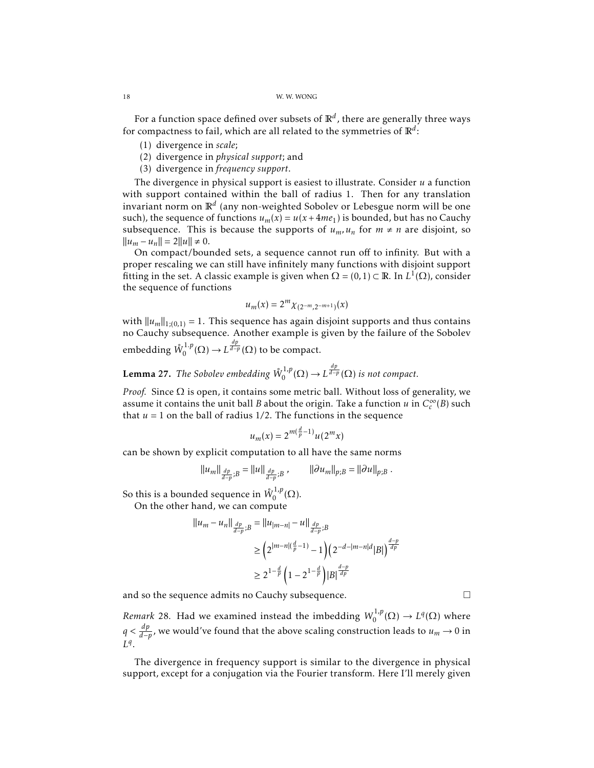For a function space defined over subsets of $\mathbb{R}^d$, there are generally three ways for compactness to fail, which are all related to the symmetries of $\mathbb{R}^d$:

1. divergence in *scale*;
2. divergence in *physical support*; and
3. divergence in *frequency support*.

The divergence in physical support is easiest to illustrate. Consider $u$ a function with support contained within the ball of radius 1. Then for any translation invariant norm on $\mathbb{R}^d$ (any non-weighted Sobolev or Lebesgue norm will be one such), the sequence of functions $u_m(x) = u(x + 4me_1)$ is bounded, but has no Cauchy subsequence. This is because the supports of $u_m, u_n$ for $m \neq n$ are disjoint, so $\|u_m - u_n\| = 2\|u\| \neq 0$.

On compact/bounded sets, a sequence cannot run off to infinity. But with a proper rescaling we can still have infinitely many functions with disjoint support fitting in the set. A classic example is given when $\Omega = (0,1) \subset \mathbb{R}$. In $L^1(\Omega)$, consider the sequence of functions

$$u_m(x) = 2^m \chi_{(2^{-m}, 2^{-m+1})}(x)$$

with $\|u_m\|_{1;(0,1)} = 1$. This sequence has again disjoint supports and thus contains no Cauchy subsequence. Another example is given by the failure of the Sobolev embedding $\mathring{W}_0^{1,p}(\Omega) \to L^{\frac{dp}{d-p}}(\Omega)$ to be compact.

**Lemma 27.** *The Sobolev embedding $\mathring{W}_0^{1,p}(\Omega) \to L^{\frac{dp}{d-p}}(\Omega)$ is not compact.*

*Proof.* Since $\Omega$ is open, it contains some metric ball. Without loss of generality, we assume it contains the unit ball $B$ about the origin. Take a function $u$ in $C_c^\infty(B)$ such that $u = 1$ on the ball of radius $1/2$. The functions in the sequence

$$u_m(x) = 2^{m(\frac{d}{p}-1)} u(2^m x)$$

can be shown by explicit computation to all have the same norms

$$\|u_m\|_{\frac{dp}{d-p};B} = \|u\|_{\frac{dp}{d-p};B}, \qquad \|\partial u_m\|_{p;B} = \|\partial u\|_{p;B}.$$

So this is a bounded sequence in $\mathring{W}_0^{1,p}(\Omega)$.

On the other hand, we can compute

$$\begin{aligned}
\|u_m - u_n\|_{\frac{dp}{d-p};B} &= \|u_{|m-n|} - u\|_{\frac{dp}{d-p};B} \\
&\geq \left(2^{|m-n|(\frac{d}{p}-1)} - 1\right)\left(2^{-d-|m-n|d}|B|\right)^{\frac{d-p}{dp}} \\
&\geq 2^{1-\frac{d}{p}}\left(1 - 2^{1-\frac{d}{p}}\right)|B|^{\frac{d-p}{dp}}
\end{aligned}$$

and so the sequence admits no Cauchy subsequence. $\square$

*Remark* 28. Had we examined instead the imbedding $W_0^{1,p}(\Omega) \to L^q(\Omega)$ where $q < \frac{dp}{d-p}$, we would've found that the above scaling construction leads to $u_m \to 0$ in $L^q$.

The divergence in frequency support is similar to the divergence in physical support, except for a conjugation via the Fourier transform. Here I'll merely given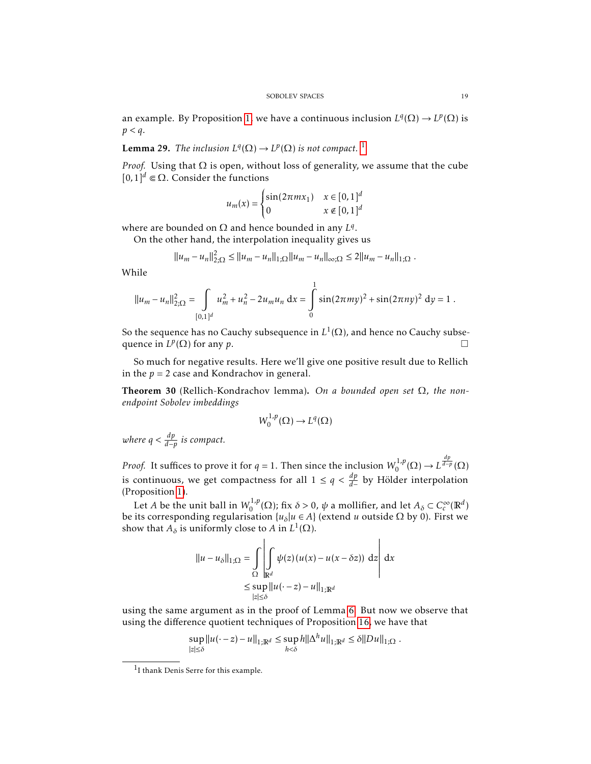an example. By Proposition 1, we have a continuous inclusion $L^q(\Omega) \to L^p(\Omega)$ is $p < q$.

**Lemma 29.** *The inclusion $L^q(\Omega) \to L^p(\Omega)$ is not compact.* [1]

*Proof.* Using that $\Omega$ is open, without loss of generality, we assume that the cube $[0,1]^d \Subset \Omega$. Consider the functions

$$u_m(x) = \begin{cases} \sin(2\pi m x_1) & x \in [0,1]^d \\ 0 & x \notin [0,1]^d \end{cases}$$

where are bounded on $\Omega$ and hence bounded in any $L^q$.

On the other hand, the interpolation inequality gives us

$$\|u_m - u_n\|_{2;\Omega}^2 \le \|u_m - u_n\|_{1;\Omega} \|u_m - u_n\|_{\infty;\Omega} \le 2\|u_m - u_n\|_{1;\Omega} .$$

While

$$\|u_m - u_n\|_{2;\Omega}^2 = \int_{[0,1]^d} u_m^2 + u_n^2 - 2u_m u_n \, \mathrm{d}x = \int_0^1 \sin(2\pi m y)^2 + \sin(2\pi n y)^2 \, \mathrm{d}y = 1 .$$

So the sequence has no Cauchy subsequence in $L^1(\Omega)$, and hence no Cauchy subsequence in $L^p(\Omega)$ for any $p$. $\square$

So much for negative results. Here we'll give one positive result due to Rellich in the $p = 2$ case and Kondrachov in general.

**Theorem 30** (Rellich-Kondrachov lemma)**.** *On a bounded open set $\Omega$, the non-endpoint Sobolev imbeddings*

$$W_0^{1,p}(\Omega) \to L^q(\Omega)$$

*where $q < \frac{dp}{d-p}$ is compact.*

*Proof.* It suffices to prove it for $q = 1$. Then since the inclusion $W_0^{1,p}(\Omega) \to L^{\frac{dp}{d-p}}(\Omega)$ is continuous, we get compactness for all $1 \le q < \frac{dp}{d-}$ by Hölder interpolation (Proposition 1).

Let $A$ be the unit ball in $W_0^{1,p}(\Omega)$; fix $\delta > 0$, $\psi$ a mollifier, and let $A_\delta \subset C_c^\infty(\mathbb{R}^d)$ be its corresponding regularisation $\{u_\delta | u \in A\}$ (extend $u$ outside $\Omega$ by 0). First we show that $A_\delta$ is uniformly close to $A$ in $L^1(\Omega)$.

$$\begin{aligned}
\|u - u_\delta\|_{1;\Omega} &= \int_\Omega \left| \int_{\mathbb{R}^d} \psi(z)(u(x) - u(x - \delta z)) \, \mathrm{d}z \right| \mathrm{d}x \\
&\le \sup_{|z| \le \delta} \|u(\cdot - z) - u\|_{1;\mathbb{R}^d}
\end{aligned}$$

using the same argument as in the proof of Lemma 6. But now we observe that using the difference quotient techniques of Proposition 16, we have that

$$\sup_{|z| \le \delta} \|u(\cdot - z) - u\|_{1;\mathbb{R}^d} \le \sup_{h < \delta} h \|\Delta^h u\|_{1;\mathbb{R}^d} \le \delta \|Du\|_{1;\Omega} .$$

[1] I thank Denis Serre for this example.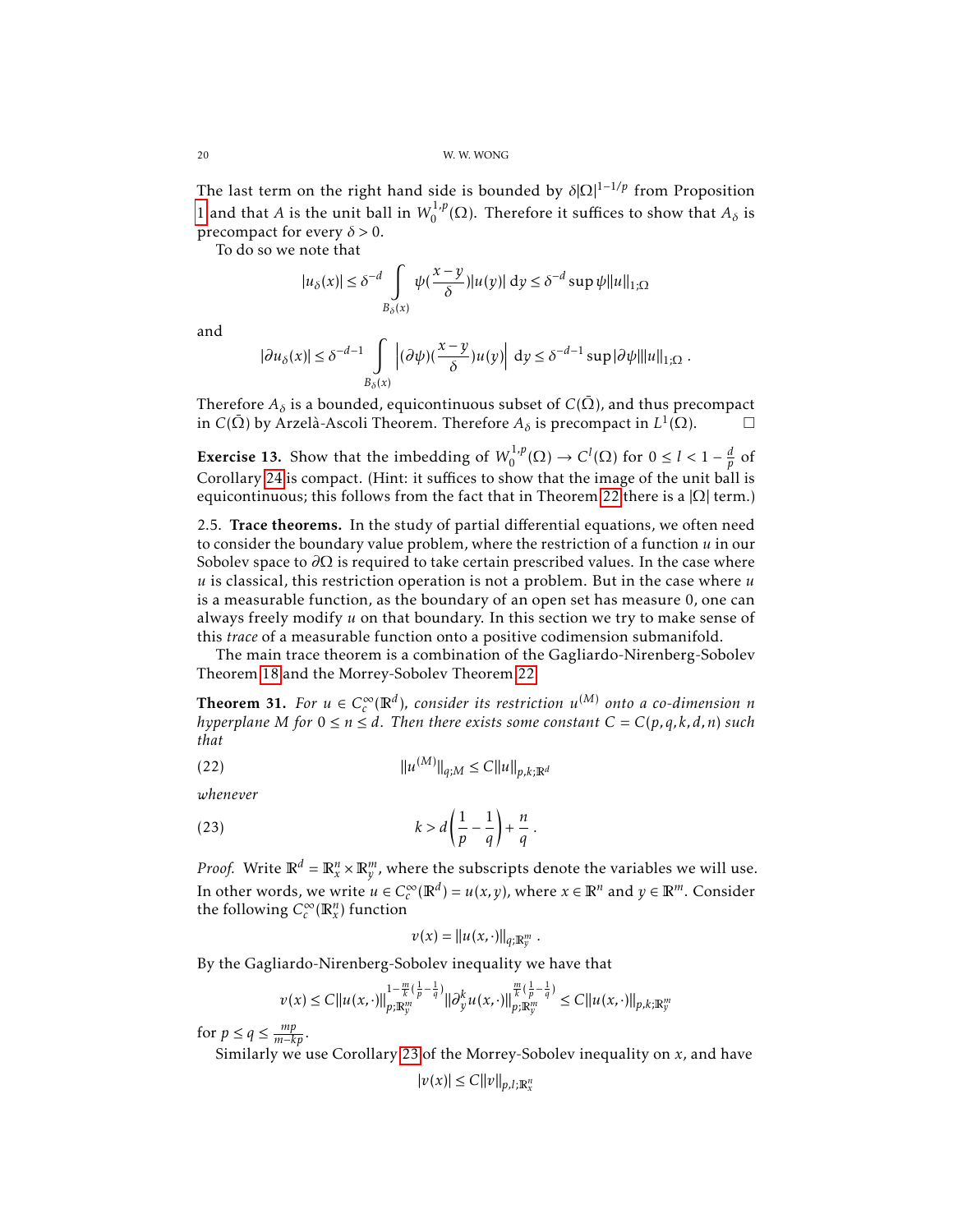The last term on the right hand side is bounded by $\delta|\Omega|^{1-1/p}$ from Proposition 1 and that $A$ is the unit ball in $W_0^{1,p}(\Omega)$. Therefore it suffices to show that $A_\delta$ is precompact for every $\delta > 0$.

To do so we note that

$$|u_\delta(x)| \leq \delta^{-d} \int_{B_\delta(x)} \psi(\frac{x-y}{\delta})|u(y)| \,\mathrm{d}y \leq \delta^{-d} \sup \psi \|u\|_{1;\Omega}$$

and

$$|\partial u_\delta(x)| \leq \delta^{-d-1} \int_{B_\delta(x)} \left|(\partial\psi)(\frac{x-y}{\delta})u(y)\right| \,\mathrm{d}y \leq \delta^{-d-1} \sup|\partial\psi| \|u\|_{1;\Omega} .$$

Therefore $A_\delta$ is a bounded, equicontinuous subset of $C(\bar{\Omega})$, and thus precompact in $C(\bar{\Omega})$ by Arzelà-Ascoli Theorem. Therefore $A_\delta$ is precompact in $L^1(\Omega)$. □

**Exercise 13.** Show that the imbedding of $W_0^{1,p}(\Omega) \to C^l(\Omega)$ for $0 \leq l < 1 - \frac{d}{p}$ of Corollary 24 is compact. (Hint: it suffices to show that the image of the unit ball is equicontinuous; this follows from the fact that in Theorem 22 there is a $|\Omega|$ term.)

2.5. **Trace theorems.** In the study of partial differential equations, we often need to consider the boundary value problem, where the restriction of a function $u$ in our Sobolev space to $\partial\Omega$ is required to take certain prescribed values. In the case where $u$ is classical, this restriction operation is not a problem. But in the case where $u$ is a measurable function, as the boundary of an open set has measure 0, one can always freely modify $u$ on that boundary. In this section we try to make sense of this *trace* of a measurable function onto a positive codimension submanifold.

The main trace theorem is a combination of the Gagliardo-Nirenberg-Sobolev Theorem 18 and the Morrey-Sobolev Theorem 22.

**Theorem 31.** *For $u \in C_c^\infty(\mathbb{R}^d)$, consider its restriction $u^{(M)}$ onto a co-dimension $n$ hyperplane $M$ for $0 \leq n \leq d$. Then there exists some constant $C = C(p,q,k,d,n)$ such that*

$$\|u^{(M)}\|_{q;M} \leq C\|u\|_{p,k;\mathbb{R}^d} \tag{22}$$

*whenever*

$$k > d\left(\frac{1}{p} - \frac{1}{q}\right) + \frac{n}{q} . \tag{23}$$

*Proof.* Write $\mathbb{R}^d = \mathbb{R}^n_x \times \mathbb{R}^m_y$, where the subscripts denote the variables we will use. In other words, we write $u \in C_c^\infty(\mathbb{R}^d) = u(x,y)$, where $x \in \mathbb{R}^n$ and $y \in \mathbb{R}^m$. Consider the following $C_c^\infty(\mathbb{R}^n_x)$ function

$$v(x) = \|u(x,\cdot)\|_{q;\mathbb{R}^m_y} .$$

By the Gagliardo-Nirenberg-Sobolev inequality we have that

$$v(x) \leq C\|u(x,\cdot)\|_{p;\mathbb{R}^m_y}^{1-\frac{m}{k}(\frac{1}{p}-\frac{1}{q})} \|\partial_y^k u(x,\cdot)\|_{p;\mathbb{R}^m_y}^{\frac{m}{k}(\frac{1}{p}-\frac{1}{q})} \leq C\|u(x,\cdot)\|_{p,k;\mathbb{R}^m_y}$$

for $p \leq q \leq \frac{mp}{m-kp}$.

Similarly we use Corollary 23 of the Morrey-Sobolev inequality on $x$, and have

$$|v(x)| \leq C\|v\|_{p,l;\mathbb{R}^n_x}$$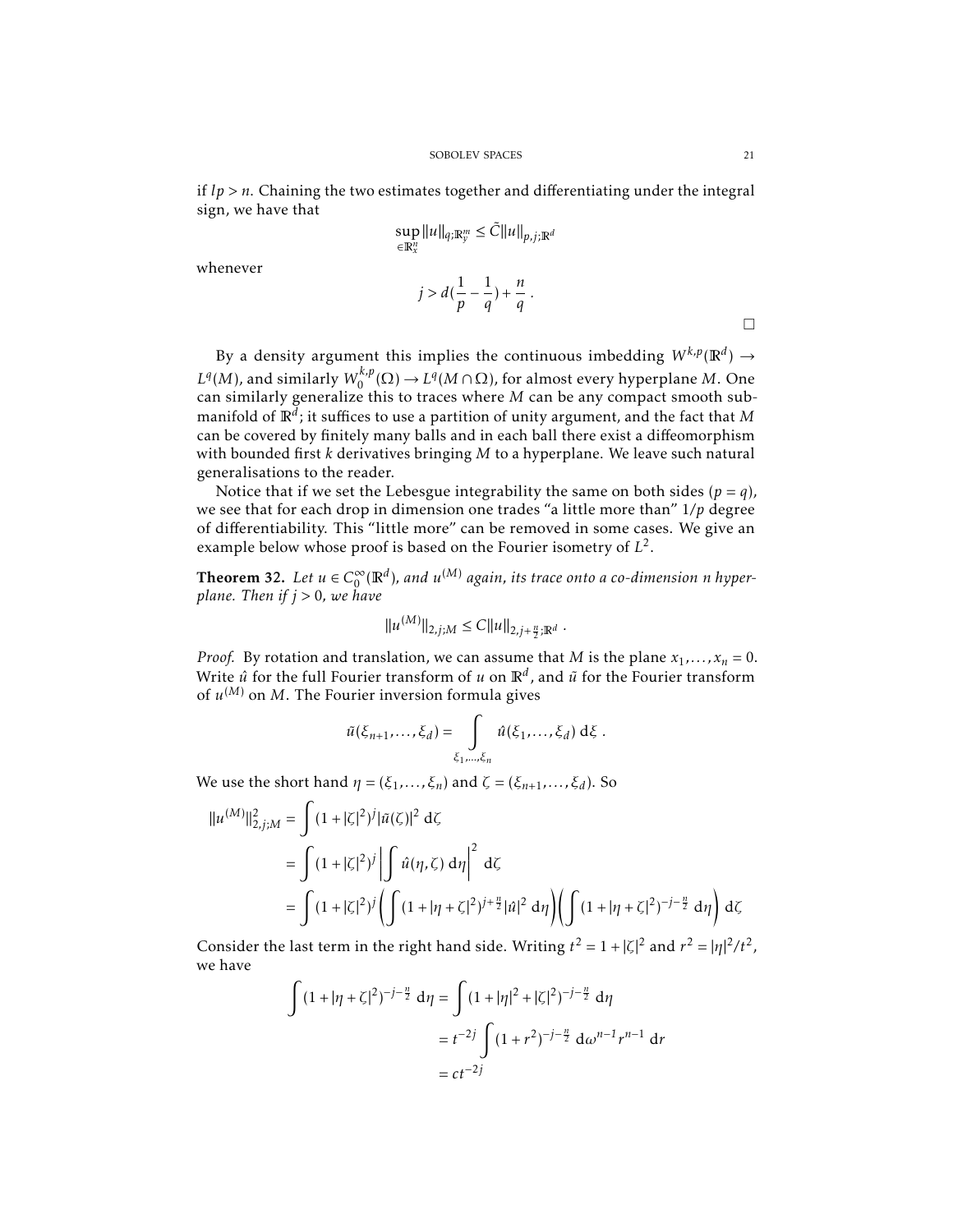if $lp > n$. Chaining the two estimates together and differentiating under the integral sign, we have that

$$\sup_{\in \mathbb{R}^n_x} \|u\|_{q;\mathbb{R}^m_y} \leq \tilde{C}\|u\|_{p,j;\mathbb{R}^d}$$

whenever

$$j > d(\frac{1}{p} - \frac{1}{q}) + \frac{n}{q} \ .$$

□

By a density argument this implies the continuous imbedding $W^{k,p}(\mathbb{R}^d) \to L^q(M)$, and similarly $W^{k,p}_0(\Omega) \to L^q(M \cap \Omega)$, for almost every hyperplane $M$. One can similarly generalize this to traces where $M$ can be any compact smooth submanifold of $\mathbb{R}^d$; it suffices to use a partition of unity argument, and the fact that $M$ can be covered by finitely many balls and in each ball there exist a diffeomorphism with bounded first $k$ derivatives bringing $M$ to a hyperplane. We leave such natural generalisations to the reader.

Notice that if we set the Lebesgue integrability the same on both sides ($p = q$), we see that for each drop in dimension one trades "a little more than" $1/p$ degree of differentiability. This "little more" can be removed in some cases. We give an example below whose proof is based on the Fourier isometry of $L^2$.

**Theorem 32.** *Let $u \in C^\infty_0(\mathbb{R}^d)$, and $u^{(M)}$ again, its trace onto a co-dimension $n$ hyperplane. Then if $j > 0$, we have*

$$\|u^{(M)}\|_{2,j;M} \leq C\|u\|_{2,j+\frac{n}{2};\mathbb{R}^d} \ .$$

*Proof.* By rotation and translation, we can assume that $M$ is the plane $x_1, \ldots, x_n = 0$. Write $\hat{u}$ for the full Fourier transform of $u$ on $\mathbb{R}^d$, and $\tilde{u}$ for the Fourier transform of $u^{(M)}$ on $M$. The Fourier inversion formula gives

$$\tilde{u}(\xi_{n+1}, \ldots, \xi_d) = \int_{\xi_1,\ldots,\xi_n} \hat{u}(\xi_1, \ldots, \xi_d) \ \mathrm{d}\xi \ .$$

We use the short hand $\eta = (\xi_1, \ldots, \xi_n)$ and $\zeta = (\xi_{n+1}, \ldots, \xi_d)$. So

$$\begin{aligned}
\|u^{(M)}\|^2_{2,j;M} &= \int (1 + |\zeta|^2)^j |\tilde{u}(\zeta)|^2 \ \mathrm{d}\zeta \\
&= \int (1 + |\zeta|^2)^j \left| \int \hat{u}(\eta, \zeta) \ \mathrm{d}\eta \right|^2 \ \mathrm{d}\zeta \\
&= \int (1 + |\zeta|^2)^j \left( \int (1 + |\eta + \zeta|^2)^{j+\frac{n}{2}} |\hat{u}|^2 \ \mathrm{d}\eta \right) \left( \int (1 + |\eta + \zeta|^2)^{-j-\frac{n}{2}} \ \mathrm{d}\eta \right) \mathrm{d}\zeta
\end{aligned}$$

Consider the last term in the right hand side. Writing $t^2 = 1 + |\zeta|^2$ and $r^2 = |\eta|^2/t^2$, we have

$$\begin{aligned}
\int (1 + |\eta + \zeta|^2)^{-j-\frac{n}{2}} \ \mathrm{d}\eta &= \int (1 + |\eta|^2 + |\zeta|^2)^{-j-\frac{n}{2}} \ \mathrm{d}\eta \\
&= t^{-2j} \int (1 + r^2)^{-j-\frac{n}{2}} \ \mathrm{d}\omega^{n-1} r^{n-1} \ \mathrm{d}r \\
&= ct^{-2j}
\end{aligned}$$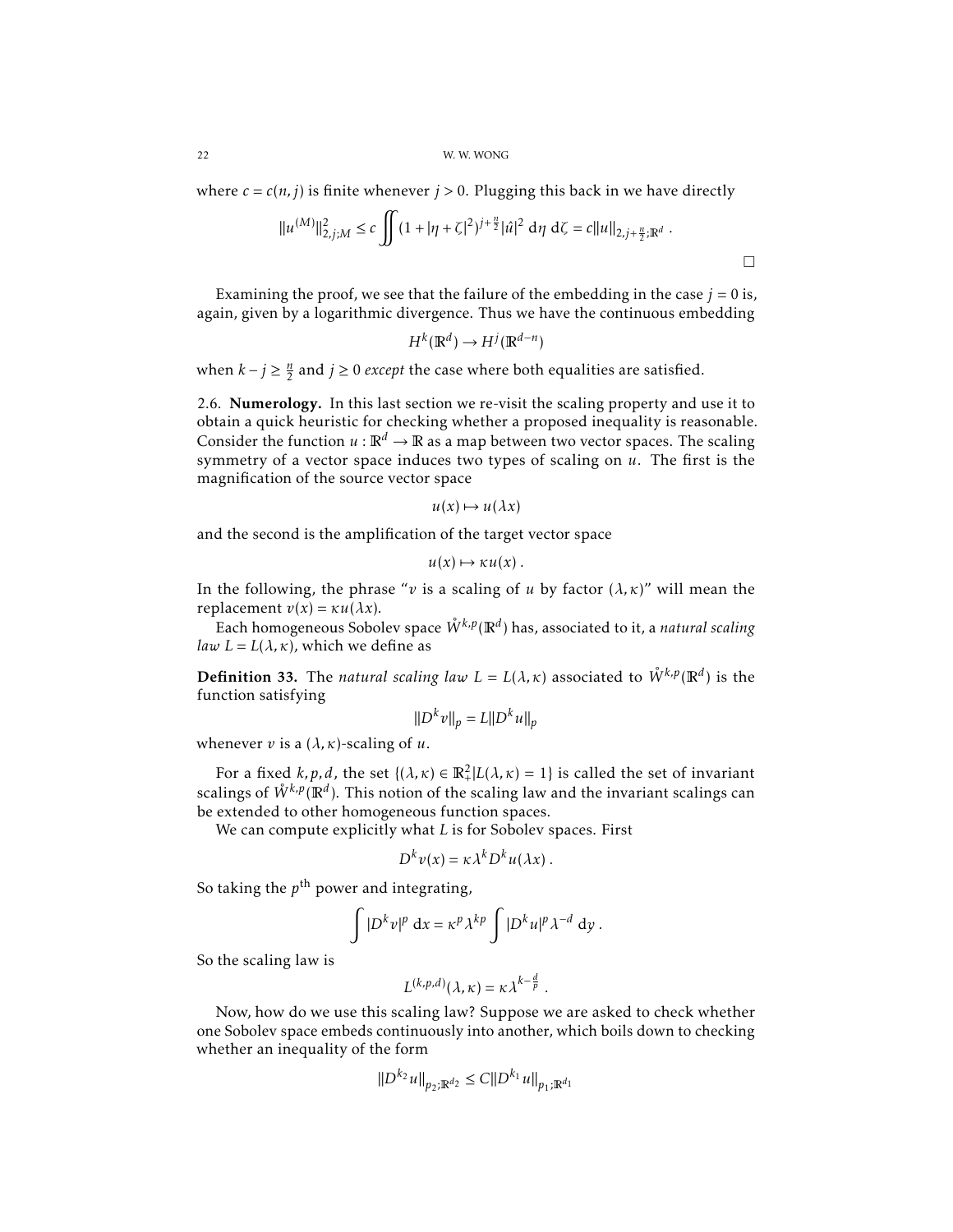where $c = c(n, j)$ is finite whenever $j > 0$. Plugging this back in we have directly

$$\|u^{(M)}\|_{2,j;M}^2 \leq c \iint (1 + |\eta + \zeta|^2)^{j+\frac{n}{2}} |\hat{u}|^2 \, \mathrm{d}\eta \, \mathrm{d}\zeta = c\|u\|_{2,j+\frac{n}{2};\mathbb{R}^d} .$$

□

Examining the proof, we see that the failure of the embedding in the case $j = 0$ is, again, given by a logarithmic divergence. Thus we have the continuous embedding

$$H^k(\mathbb{R}^d) \to H^j(\mathbb{R}^{d-n})$$

when $k - j \geq \frac{n}{2}$ and $j \geq 0$ *except* the case where both equalities are satisfied.

2.6. **Numerology.** In this last section we re-visit the scaling property and use it to obtain a quick heuristic for checking whether a proposed inequality is reasonable. Consider the function $u : \mathbb{R}^d \to \mathbb{R}$ as a map between two vector spaces. The scaling symmetry of a vector space induces two types of scaling on $u$. The first is the magnification of the source vector space

$$u(x) \mapsto u(\lambda x)$$

and the second is the amplification of the target vector space

$$u(x) \mapsto \kappa u(x) .$$

In the following, the phrase "$v$ is a scaling of $u$ by factor $(\lambda, \kappa)$" will mean the replacement $v(x) = \kappa u(\lambda x)$.

Each homogeneous Sobolev space $\mathring{W}^{k,p}(\mathbb{R}^d)$ has, associated to it, a *natural scaling law* $L = L(\lambda, \kappa)$, which we define as

**Definition 33.** The *natural scaling law* $L = L(\lambda, \kappa)$ associated to $\mathring{W}^{k,p}(\mathbb{R}^d)$ is the function satisfying

$$\|D^k v\|_p = L\|D^k u\|_p$$

whenever $v$ is a $(\lambda, \kappa)$-scaling of $u$.

For a fixed $k, p, d$, the set $\{(\lambda, \kappa) \in \mathbb{R}_+^2 | L(\lambda, \kappa) = 1\}$ is called the set of invariant scalings of $\mathring{W}^{k,p}(\mathbb{R}^d)$. This notion of the scaling law and the invariant scalings can be extended to other homogeneous function spaces.

We can compute explicitly what $L$ is for Sobolev spaces. First

$$D^k v(x) = \kappa \lambda^k D^k u(\lambda x) .$$

So taking the $p^{\text{th}}$ power and integrating,

$$\int |D^k v|^p \, \mathrm{d}x = \kappa^p \lambda^{kp} \int |D^k u|^p \lambda^{-d} \, \mathrm{d}y .$$

So the scaling law is

$$L^{(k,p,d)}(\lambda, \kappa) = \kappa \lambda^{k - \frac{d}{p}} .$$

Now, how do we use this scaling law? Suppose we are asked to check whether one Sobolev space embeds continuously into another, which boils down to checking whether an inequality of the form

$$\|D^{k_2} u\|_{p_2;\mathbb{R}^{d_2}} \leq C\|D^{k_1} u\|_{p_1;\mathbb{R}^{d_1}}$$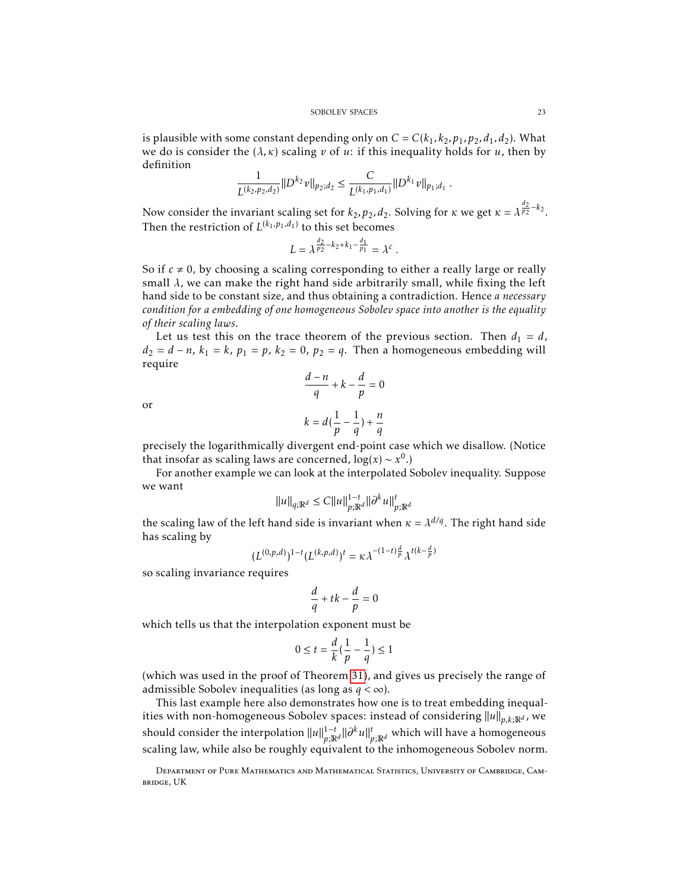is plausible with some constant depending only on $C = C(k_1, k_2, p_1, p_2, d_1, d_2)$. What we do is consider the $(\lambda, \kappa)$ scaling $v$ of $u$: if this inequality holds for $u$, then by definition

$$\frac{1}{L^{(k_2,p_2,d_2)}} \|D^{k_2} v\|_{p_2;d_2} \leq \frac{C}{L^{(k_1,p_1,d_1)}} \|D^{k_1} v\|_{p_1;d_1} .$$

Now consider the invariant scaling set for $k_2, p_2, d_2$. Solving for $\kappa$ we get $\kappa = \lambda^{\frac{d_2}{p_2} - k_2}$. Then the restriction of $L^{(k_1,p_1,d_1)}$ to this set becomes

$$L = \lambda^{\frac{d_2}{p_2} - k_2 + k_1 - \frac{d_1}{p_1}} = \lambda^c .$$

So if $c \neq 0$, by choosing a scaling corresponding to either a really large or really small $\lambda$, we can make the right hand side arbitrarily small, while fixing the left hand side to be constant size, and thus obtaining a contradiction. Hence *a necessary condition for a embedding of one homogeneous Sobolev space into another is the equality of their scaling laws*.

Let us test this on the trace theorem of the previous section. Then $d_1 = d$, $d_2 = d - n$, $k_1 = k$, $p_1 = p$, $k_2 = 0$, $p_2 = q$. Then a homogeneous embedding will require

$$\frac{d-n}{q} + k - \frac{d}{p} = 0$$

or

$$k = d\left(\frac{1}{p} - \frac{1}{q}\right) + \frac{n}{q}$$

precisely the logarithmically divergent end-point case which we disallow. (Notice that insofar as scaling laws are concerned, $\log(x) \sim x^0$.)

For another example we can look at the interpolated Sobolev inequality. Suppose we want

$$\|u\|_{q;\mathbb{R}^d} \leq C\|u\|^{1-t}_{p;\mathbb{R}^d} \|\partial^k u\|^t_{p;\mathbb{R}^d}$$

the scaling law of the left hand side is invariant when $\kappa = \lambda^{d/q}$. The right hand side has scaling by

$$(L^{(0,p,d)})^{1-t}(L^{(k,p,d)})^t = \kappa\lambda^{-(1-t)\frac{d}{p}} \lambda^{t(k-\frac{d}{p})}$$

so scaling invariance requires

$$\frac{d}{q} + tk - \frac{d}{p} = 0$$

which tells us that the interpolation exponent must be

$$0 \leq t = \frac{d}{k}\left(\frac{1}{p} - \frac{1}{q}\right) \leq 1$$

(which was used in the proof of Theorem 31), and gives us precisely the range of admissible Sobolev inequalities (as long as $q < \infty$).

This last example here also demonstrates how one is to treat embedding inequalities with non-homogeneous Sobolev spaces: instead of considering $\|u\|_{p,k;\mathbb{R}^d}$, we should consider the interpolation $\|u\|^{1-t}_{p;\mathbb{R}^d} \|\partial^k u\|^t_{p;\mathbb{R}^d}$ which will have a homogeneous scaling law, while also be roughly equivalent to the inhomogeneous Sobolev norm.

Department of Pure Mathematics and Mathematical Statistics, University of Cambridge, Cambridge, UK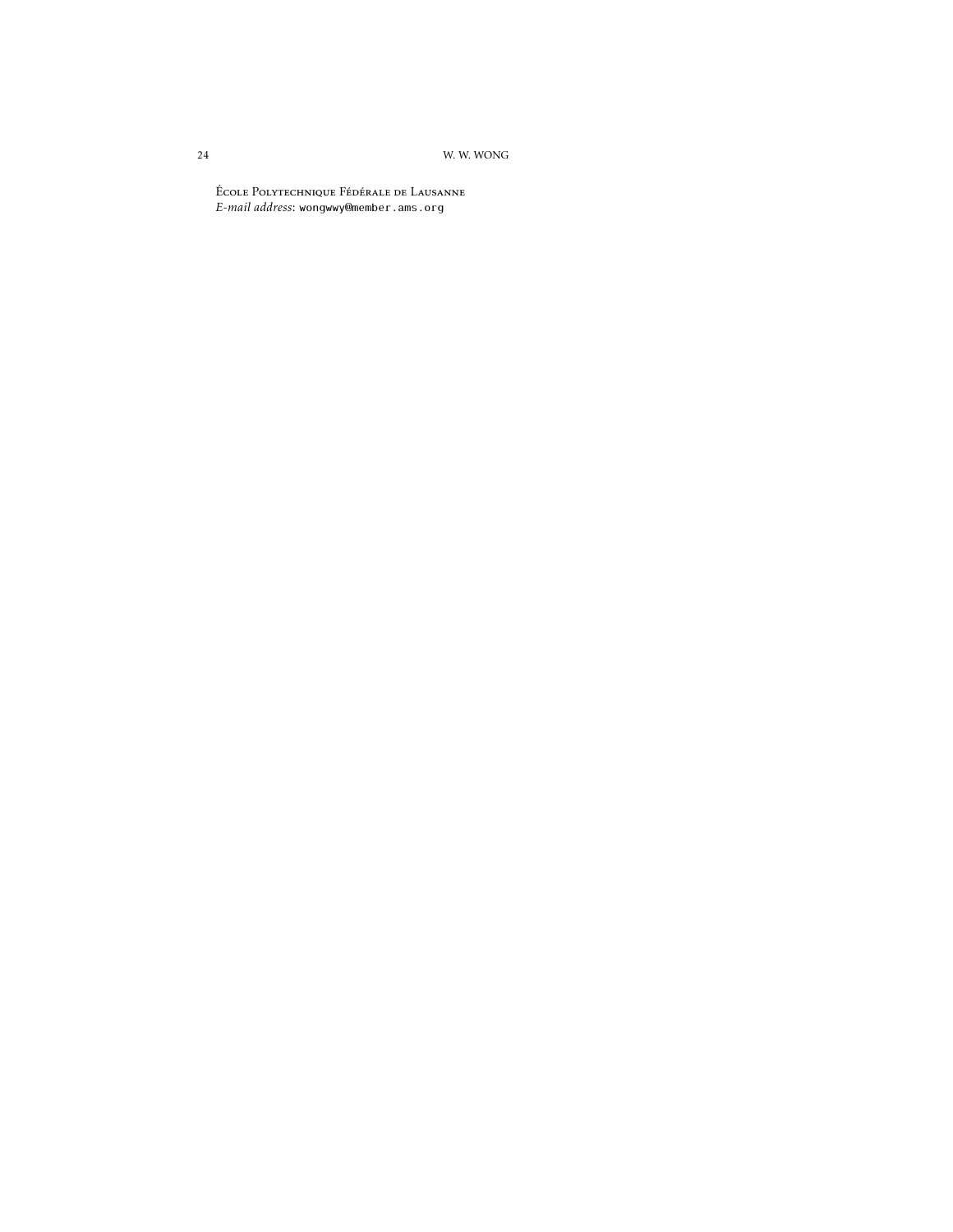École Polytechnique Fédérale de Lausanne
*E-mail address*: wongwwy@member.ams.org